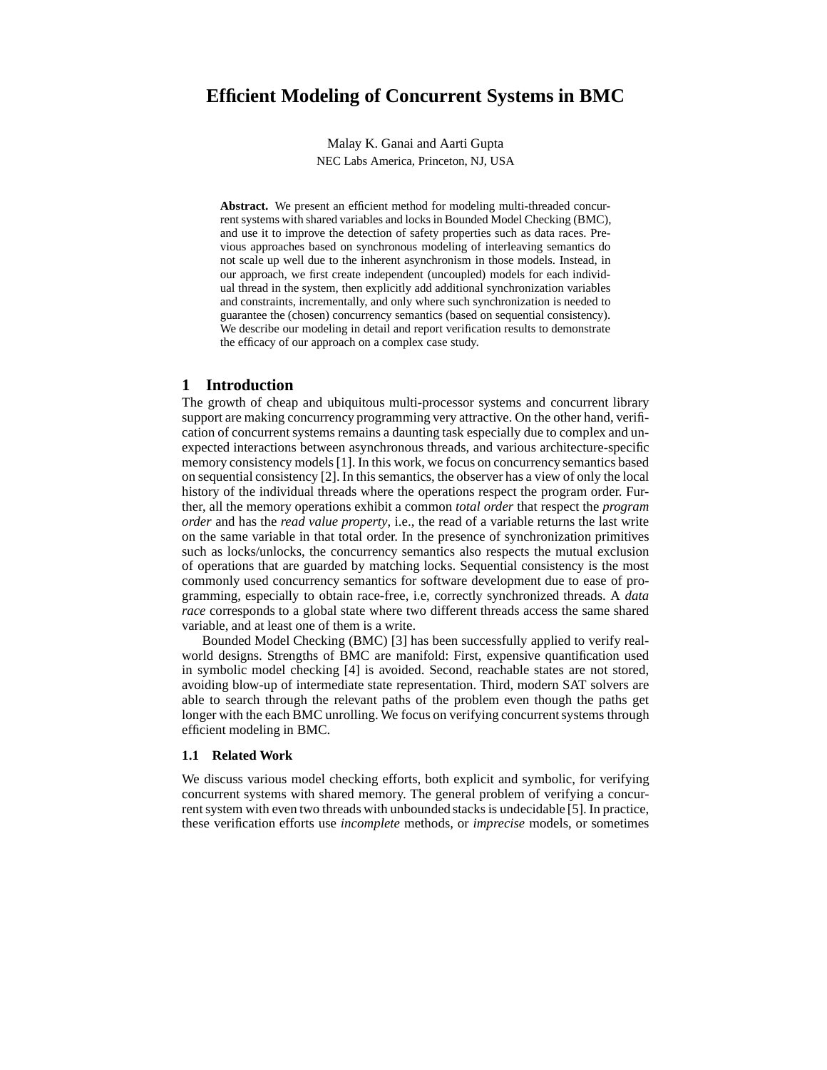# Efficient Modeling of Concurrent Systems in BMC

Malay K. Ganai and Aarti Gupta

NEC Labs America, Princeton, NJ, USA

**Abstract.** We present an efficient method for modeling multi-threaded concurrent systems with shared variables and locks in Bounded Model Checking (BMC), and use it to improve the detection of safety properties such as data races. Previous approaches based on synchronous modeling of interleaving semantics do not scale up well due to the inherent asynchronism in those models. Instead, in our approach, we first create independent (uncoupled) models for each individual thread in the system, then explicitly add additional synchronization variables and constraints, incrementally, and only where such synchronization is needed to guarantee the (chosen) concurrency semantics (based on sequential consistency). We describe our modeling in detail and report verification results to demonstrate the efficacy of our approach on a complex case study.

## 1 Introduction

The growth of cheap and ubiquitous multi-processor systems and concurrent library support are making concurrency programming very attractive. On the other hand, verification of concurrent systems remains a daunting task especially due to complex and unexpected interactions between asynchronous threads, and various architecture-specific memory consistency models [1]. In this work, we focus on concurrency semantics based on sequential consistency [2]. In this semantics, the observer has a view of only the local history of the individual threads where the operations respect the program order. Further, all the memory operations exhibit a common *total order* that respect the *program order* and has the *read value property*, i.e., the read of a variable returns the last write on the same variable in that total order. In the presence of synchronization primitives such as locks/unlocks, the concurrency semantics also respects the mutual exclusion of operations that are guarded by matching locks. Sequential consistency is the most commonly used concurrency semantics for software development due to ease of programming, especially to obtain race-free, i.e, correctly synchronized threads. A *data race* corresponds to a global state where two different threads access the same shared variable, and at least one of them is a write.

Bounded Model Checking (BMC) [3] has been successfully applied to verify real-world designs. Strengths of BMC are manifold: First, expensive quantification used in symbolic model checking [4] is avoided. Second, reachable states are not stored, avoiding blow-up of intermediate state representation. Third, modern SAT solvers are able to search through the relevant paths of the problem even though the paths get longer with the each BMC unrolling. We focus on verifying concurrent systems through efficient modeling in BMC.

### 1.1 Related Work

We discuss various model checking efforts, both explicit and symbolic, for verifying concurrent systems with shared memory. The general problem of verifying a concurrent system with even two threads with unbounded stacks is undecidable [5]. In practice, these verification efforts use *incomplete* methods, or *imprecise* models, or sometimes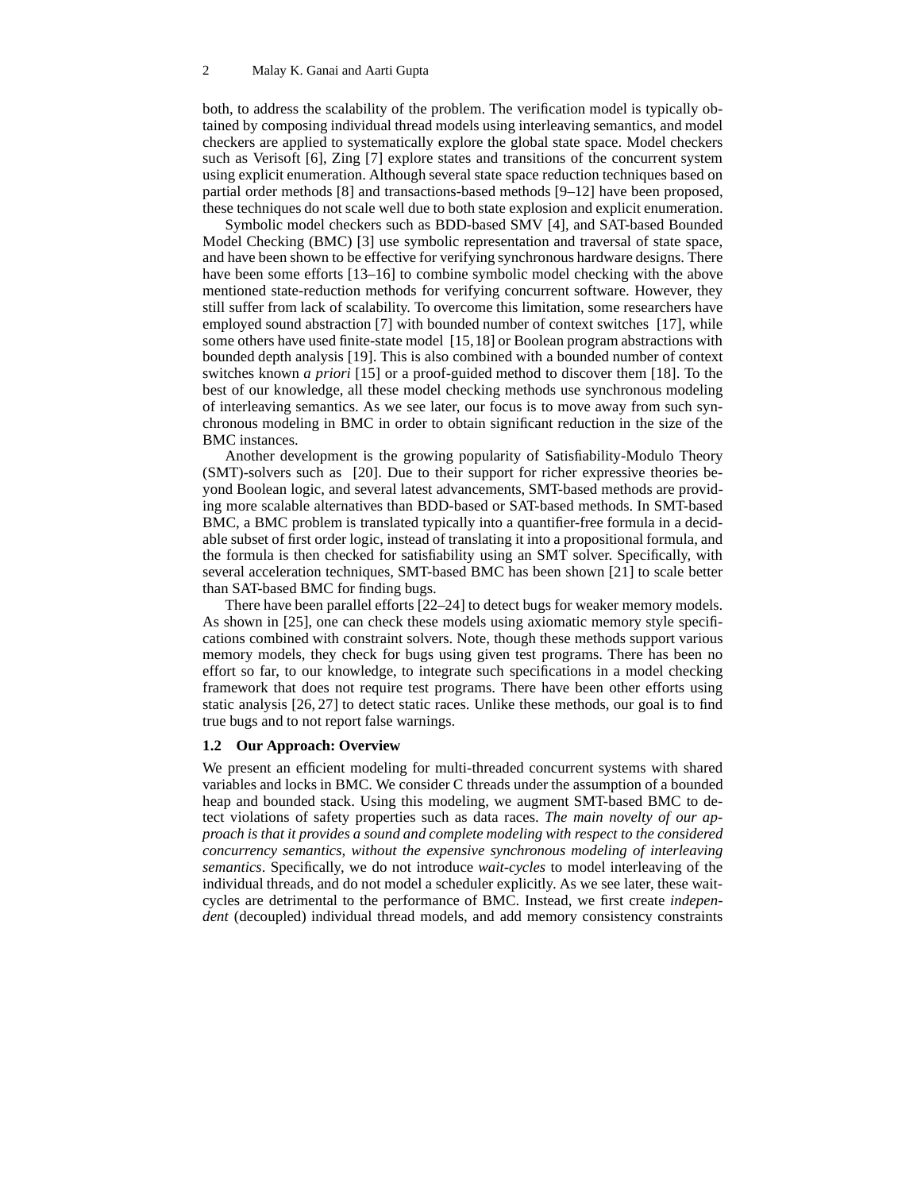both, to address the scalability of the problem. The verification model is typically obtained by composing individual thread models using interleaving semantics, and model checkers are applied to systematically explore the global state space. Model checkers such as Verisoft [6], Zing [7] explore states and transitions of the concurrent system using explicit enumeration. Although several state space reduction techniques based on partial order methods [8] and transactions-based methods [9–12] have been proposed, these techniques do not scale well due to both state explosion and explicit enumeration.

Symbolic model checkers such as BDD-based SMV [4], and SAT-based Bounded Model Checking (BMC) [3] use symbolic representation and traversal of state space, and have been shown to be effective for verifying synchronous hardware designs. There have been some efforts [13–16] to combine symbolic model checking with the above mentioned state-reduction methods for verifying concurrent software. However, they still suffer from lack of scalability. To overcome this limitation, some researchers have employed sound abstraction [7] with bounded number of context switches [17], while some others have used finite-state model [15,18] or Boolean program abstractions with bounded depth analysis [19]. This is also combined with a bounded number of context switches known *a priori* [15] or a proof-guided method to discover them [18]. To the best of our knowledge, all these model checking methods use synchronous modeling of interleaving semantics. As we see later, our focus is to move away from such synchronous modeling in BMC in order to obtain significant reduction in the size of the BMC instances.

Another development is the growing popularity of Satisfiability-Modulo Theory (SMT)-solvers such as [20]. Due to their support for richer expressive theories beyond Boolean logic, and several latest advancements, SMT-based methods are providing more scalable alternatives than BDD-based or SAT-based methods. In SMT-based BMC, a BMC problem is translated typically into a quantifier-free formula in a decidable subset of first order logic, instead of translating it into a propositional formula, and the formula is then checked for satisfiability using an SMT solver. Specifically, with several acceleration techniques, SMT-based BMC has been shown [21] to scale better than SAT-based BMC for finding bugs.

There have been parallel efforts [22–24] to detect bugs for weaker memory models. As shown in [25], one can check these models using axiomatic memory style specifications combined with constraint solvers. Note, though these methods support various memory models, they check for bugs using given test programs. There has been no effort so far, to our knowledge, to integrate such specifications in a model checking framework that does not require test programs. There have been other efforts using static analysis [26, 27] to detect static races. Unlike these methods, our goal is to find true bugs and to not report false warnings.

### 1.2 Our Approach: Overview

We present an efficient modeling for multi-threaded concurrent systems with shared variables and locks in BMC. We consider C threads under the assumption of a bounded heap and bounded stack. Using this modeling, we augment SMT-based BMC to detect violations of safety properties such as data races. *The main novelty of our approach is that it provides a sound and complete modeling with respect to the considered concurrency semantics, without the expensive synchronous modeling of interleaving semantics*. Specifically, we do not introduce *wait-cycles* to model interleaving of the individual threads, and do not model a scheduler explicitly. As we see later, these wait-cycles are detrimental to the performance of BMC. Instead, we first create *independent* (decoupled) individual thread models, and add memory consistency constraints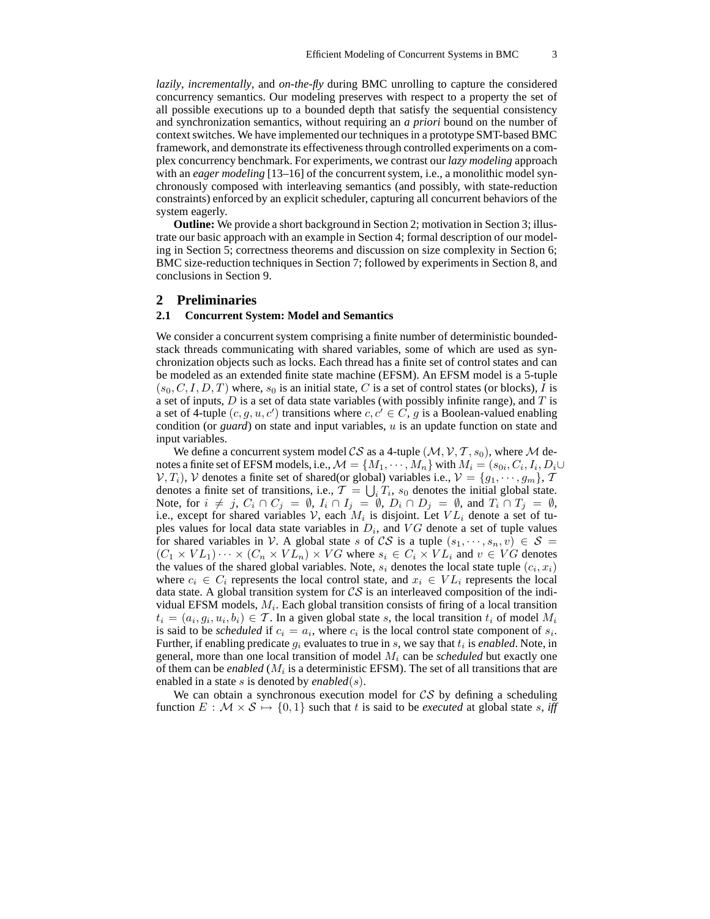*lazily*, *incrementally*, and *on-the-fly* during BMC unrolling to capture the considered concurrency semantics. Our modeling preserves with respect to a property the set of all possible executions up to a bounded depth that satisfy the sequential consistency and synchronization semantics, without requiring an *a priori* bound on the number of context switches. We have implemented our techniques in a prototype SMT-based BMC framework, and demonstrate its effectiveness through controlled experiments on a complex concurrency benchmark. For experiments, we contrast our *lazy modeling* approach with an *eager modeling* [13–16] of the concurrent system, i.e., a monolithic model synchronously composed with interleaving semantics (and possibly, with state-reduction constraints) enforced by an explicit scheduler, capturing all concurrent behaviors of the system eagerly.

**Outline:** We provide a short background in Section 2; motivation in Section 3; illustrate our basic approach with an example in Section 4; formal description of our modeling in Section 5; correctness theorems and discussion on size complexity in Section 6; BMC size-reduction techniques in Section 7; followed by experiments in Section 8, and conclusions in Section 9.

## 2 Preliminaries

### 2.1 Concurrent System: Model and Semantics

We consider a concurrent system comprising a finite number of deterministic bounded-stack threads communicating with shared variables, some of which are used as synchronization objects such as locks. Each thread has a finite set of control states and can be modeled as an extended finite state machine (EFSM). An EFSM model is a 5-tuple $(s_0, C, I, D, T)$ where, $s_0$ is an initial state, $C$ is a set of control states (or blocks), $I$ is a set of inputs, $D$ is a set of data state variables (with possibly infinite range), and $T$ is a set of 4-tuple $(c, g, u, c')$ transitions where $c, c' \in C$, $g$ is a Boolean-valued enabling condition (or *guard*) on state and input variables, $u$ is an update function on state and input variables.

We define a concurrent system model $\mathcal{CS}$ as a 4-tuple $(\mathcal{M}, \mathcal{V}, \mathcal{T}, s_0)$, where $\mathcal{M}$ denotes a finite set of EFSM models, i.e., $\mathcal{M} = \{M_1, \cdots, M_n\}$ with $M_i = (s_{0i}, C_i, I_i, D_i \cup \mathcal{V}, T_i)$, $\mathcal{V}$ denotes a finite set of shared(or global) variables i.e., $\mathcal{V} = \{g_1, \cdots, g_m\}$, $\mathcal{T}$ denotes a finite set of transitions, i.e., $\mathcal{T} = \bigcup_i T_i$, $s_0$ denotes the initial global state. Note, for $i \neq j$, $C_i \cap C_j = \emptyset$, $I_i \cap I_j = \emptyset$, $D_i \cap D_j = \emptyset$, and $T_i \cap T_j = \emptyset$, i.e., except for shared variables $\mathcal{V}$, each $M_i$ is disjoint. Let $VL_i$ denote a set of tuples values for local data state variables in $D_i$, and $VG$ denote a set of tuple values for shared variables in $\mathcal{V}$. A global state $s$ of $\mathcal{CS}$ is a tuple $(s_1, \cdots, s_n, v) \in \mathcal{S} = (C_1 \times VL_1) \cdots \times (C_n \times VL_n) \times VG$ where $s_i \in C_i \times VL_i$ and $v \in VG$ denotes the values of the shared global variables. Note, $s_i$ denotes the local state tuple $(c_i, x_i)$ where $c_i \in C_i$ represents the local control state, and $x_i \in VL_i$ represents the local data state. A global transition system for $\mathcal{CS}$ is an interleaved composition of the individual EFSM models, $M_i$. Each global transition consists of firing of a local transition $t_i = (a_i, g_i, u_i, b_i) \in \mathcal{T}$. In a given global state $s$, the local transition $t_i$ of model $M_i$ is said to be *scheduled* if $c_i = a_i$, where $c_i$ is the local control state component of $s_i$. Further, if enabling predicate $g_i$ evaluates to true in $s$, we say that $t_i$ is *enabled*. Note, in general, more than one local transition of model $M_i$ can be *scheduled* but exactly one of them can be *enabled* ($M_i$ is a deterministic EFSM). The set of all transitions that are enabled in a state $s$ is denoted by *enabled*$(s)$.

We can obtain a synchronous execution model for $\mathcal{CS}$ by defining a scheduling function $E : \mathcal{M} \times \mathcal{S} \mapsto \{0, 1\}$ such that $t$ is said to be *executed* at global state $s$, *iff*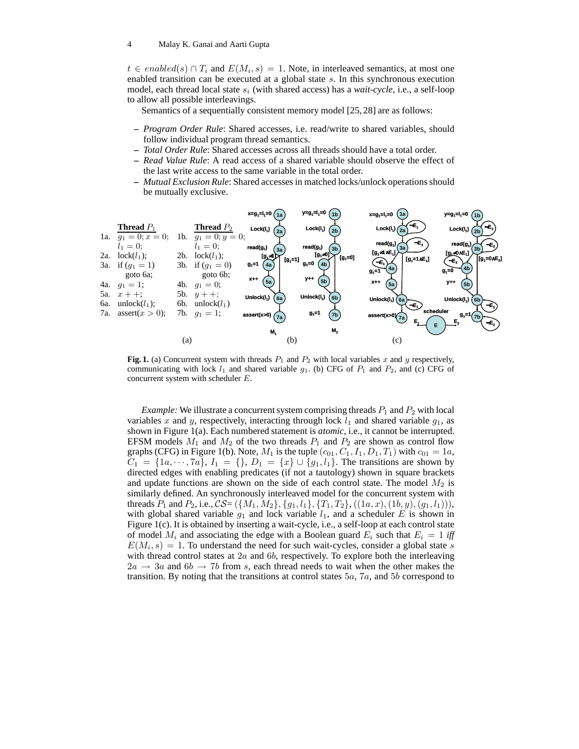$t \in enabled(s) \cap T_i$ and $E(M_i, s) = 1$. Note, in interleaved semantics, at most one enabled transition can be executed at a global state $s$. In this synchronous execution model, each thread local state $s_i$ (with shared access) has a *wait-cycle*, i.e., a self-loop to allow all possible interleavings.

Semantics of a sequentially consistent memory model [25, 28] are as follows:

- *Program Order Rule*: Shared accesses, i.e. read/write to shared variables, should follow individual program thread semantics.
- *Total Order Rule*: Shared accesses across all threads should have a total order.
- *Read Value Rule*: A read access of a shared variable should observe the effect of the last write access to the same variable in the total order.
- *Mutual Exclusion Rule*: Shared accesses in matched locks/unlock operations should be mutually exclusive.

| | Thread $P_1$ | | Thread $P_2$ |
|---|---|---|---|
| 1a. | $g_1 = 0; x = 0;$ $l_1 = 0;$ | 1b. | $g_1 = 0; y = 0;$ $l_1 = 0;$ |
| 2a. | lock($l_1$); | 2b. | lock($l_1$); |
| 3a. | if ($g_1 = 1$) goto 6a; | 3b. | if ($g_1 = 0$) goto 6b; |
| 4a. | $g_1 = 1;$ | 4b. | $g_1 = 0;$ |
| 5a. | $x++;$ | 5b. | $y++;$ |
| 6a. | unlock($l_1$); | 6b. | unlock($l_1$) |
| 7a. | assert($x > 0$); | 7b. | $g_1 = 1;$ |

(a)

x=g1=l1=0 1a
Lock(l1) 2a
read(g1) 3a
[g1≠1]
[g1=1]
g1=1 4a
x++ 5a
Unlock(l1) 6a
assert(x>0) 7a
M1

y=g1=l1=0 1b
Lock(l1) 2b
read(g1) 3b
[g1≠0]
[g1=0]
g1=0 4b
y++ 5b
Unlock(l1) 6b
g1=1 7b
M2

(b)

x=g1=l1=0 1a
Lock(l1) 2a ¬E1
read(g1) 3a ¬E1
[g1≠1∧E1]
[g1=1∧E1]
¬E1
g1=1 4a
x++ 5a
Unlock(l1) 6a ¬E1
assert(x>0) 7a
E1
scheduler
E
E2
y=g1=l1=0 1b
Lock(l1) 2b ¬E2
read(g1) 3b ¬E2
[g1≠0∧E1]
[g1=0∧E2]
¬E2
g1=0 4b
y++ 5b
Unlock(l1) 6b ¬E2
g1=1 7b ¬E2

(c)

**Fig. 1.** (a) Concurrent system with threads $P_1$ and $P_2$ with local variables $x$ and $y$ respectively, communicating with lock $l_1$ and shared variable $g_1$. (b) CFG of $P_1$ and $P_2$, and (c) CFG of concurrent system with scheduler $E$.

*Example:* We illustrate a concurrent system comprising threads $P_1$ and $P_2$ with local variables $x$ and $y$, respectively, interacting through lock $l_1$ and shared variable $g_1$, as shown in Figure 1(a). Each numbered statement is *atomic*, i.e., it cannot be interrupted. EFSM models $M_1$ and $M_2$ of the two threads $P_1$ and $P_2$ are shown as control flow graphs (CFG) in Figure 1(b). Note, $M_1$ is the tuple $(c_{01}, C_1, I_1, D_1, T_1)$ with $c_{01} = 1a$, $C_1 = \{1a, \cdots, 7a\}$, $I_1 = \{\}$, $D_1 = \{x\} \cup \{g_1, l_1\}$. The transitions are shown by directed edges with enabling predicates (if not a tautology) shown in square brackets and update functions are shown on the side of each control state. The model $M_2$ is similarly defined. An synchronously interleaved model for the concurrent system with threads $P_1$ and $P_2$, i.e., $\mathcal{CS}$= $(\{M_1, M_2\}, \{g_1, l_1\}, \{T_1, T_2\}, ((1a, x), (1b, y), (g_1, l_1)))$, with global shared variable $g_1$ and lock variable $l_1$, and a scheduler $E$ is shown in Figure 1(c). It is obtained by inserting a wait-cycle, i.e., a self-loop at each control state of model $M_i$ and associating the edge with a Boolean guard $E_i$ such that $E_i = 1$ *iff* $E(M_i, s) = 1$. To understand the need for such wait-cycles, consider a global state $s$ with thread control states at $2a$ and $6b$, respectively. To explore both the interleaving $2a \rightarrow 3a$ and $6b \rightarrow 7b$ from $s$, each thread needs to wait when the other makes the transition. By noting that the transitions at control states $5a$, $7a$, and $5b$ correspond to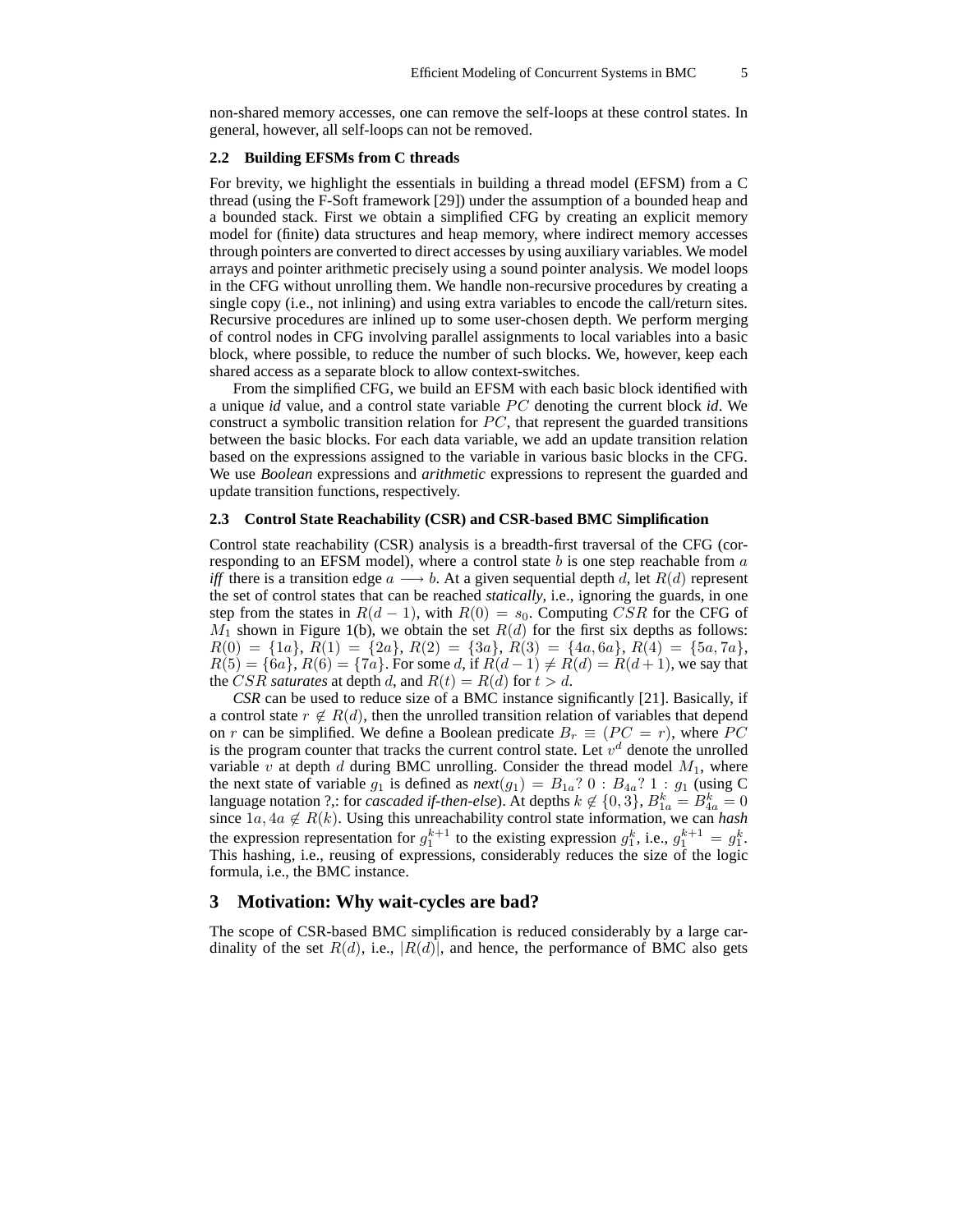non-shared memory accesses, one can remove the self-loops at these control states. In general, however, all self-loops can not be removed.

### 2.2 Building EFSMs from C threads

For brevity, we highlight the essentials in building a thread model (EFSM) from a C thread (using the F-Soft framework [29]) under the assumption of a bounded heap and a bounded stack. First we obtain a simplified CFG by creating an explicit memory model for (finite) data structures and heap memory, where indirect memory accesses through pointers are converted to direct accesses by using auxiliary variables. We model arrays and pointer arithmetic precisely using a sound pointer analysis. We model loops in the CFG without unrolling them. We handle non-recursive procedures by creating a single copy (i.e., not inlining) and using extra variables to encode the call/return sites. Recursive procedures are inlined up to some user-chosen depth. We perform merging of control nodes in CFG involving parallel assignments to local variables into a basic block, where possible, to reduce the number of such blocks. We, however, keep each shared access as a separate block to allow context-switches.

From the simplified CFG, we build an EFSM with each basic block identified with a unique *id* value, and a control state variable $PC$ denoting the current block *id*. We construct a symbolic transition relation for $PC$, that represent the guarded transitions between the basic blocks. For each data variable, we add an update transition relation based on the expressions assigned to the variable in various basic blocks in the CFG. We use *Boolean* expressions and *arithmetic* expressions to represent the guarded and update transition functions, respectively.

### 2.3 Control State Reachability (CSR) and CSR-based BMC Simplification

Control state reachability (CSR) analysis is a breadth-first traversal of the CFG (corresponding to an EFSM model), where a control state $b$ is one step reachable from $a$ *iff* there is a transition edge $a \longrightarrow b$. At a given sequential depth $d$, let $R(d)$ represent the set of control states that can be reached *statically*, i.e., ignoring the guards, in one step from the states in $R(d-1)$, with $R(0) = s_0$. Computing $CSR$ for the CFG of $M_1$ shown in Figure 1(b), we obtain the set $R(d)$ for the first six depths as follows: $R(0) = \{1a\}$, $R(1) = \{2a\}$, $R(2) = \{3a\}$, $R(3) = \{4a, 6a\}$, $R(4) = \{5a, 7a\}$, $R(5) = \{6a\}$, $R(6) = \{7a\}$. For some $d$, if $R(d-1) \neq R(d) = R(d+1)$, we say that the $CSR$ *saturates* at depth $d$, and $R(t) = R(d)$ for $t > d$.

*CSR* can be used to reduce size of a BMC instance significantly [21]. Basically, if a control state $r \notin R(d)$, then the unrolled transition relation of variables that depend on $r$ can be simplified. We define a Boolean predicate $B_r \equiv (PC = r)$, where $PC$ is the program counter that tracks the current control state. Let $v^d$ denote the unrolled variable $v$ at depth $d$ during BMC unrolling. Consider the thread model $M_1$, where the next state of variable $g_1$ is defined as $next(g_1) = B_{1a}\,?\,0 : B_{4a}\,?\,1 : g_1$ (using C language notation ?,: for *cascaded if-then-else*). At depths $k \notin \{0, 3\}$, $B_{1a}^k = B_{4a}^k = 0$ since $1a, 4a \notin R(k)$. Using this unreachability control state information, we can *hash* the expression representation for $g_1^{k+1}$ to the existing expression $g_1^k$, i.e., $g_1^{k+1} = g_1^k$. This hashing, i.e., reusing of expressions, considerably reduces the size of the logic formula, i.e., the BMC instance.

## 3 Motivation: Why wait-cycles are bad?

The scope of CSR-based BMC simplification is reduced considerably by a large cardinality of the set $R(d)$, i.e., $|R(d)|$, and hence, the performance of BMC also gets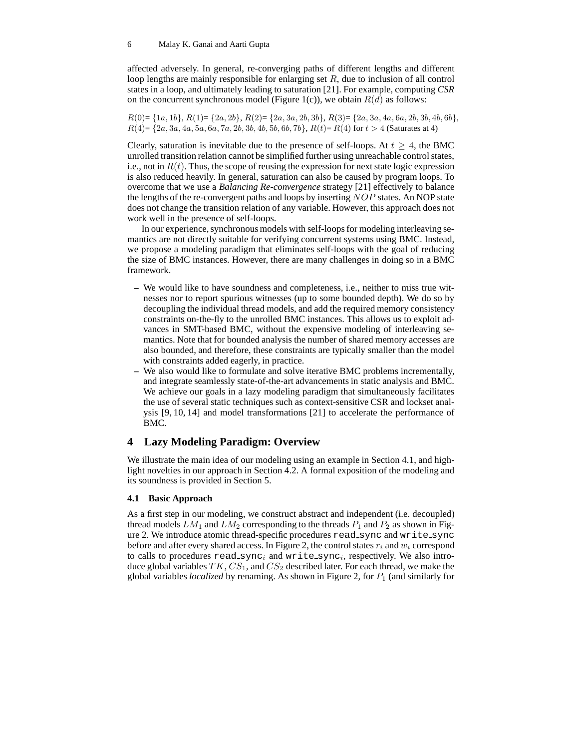affected adversely. In general, re-converging paths of different lengths and different loop lengths are mainly responsible for enlarging set $R$, due to inclusion of all control states in a loop, and ultimately leading to saturation [21]. For example, computing *CSR* on the concurrent synchronous model (Figure 1(c)), we obtain $R(d)$ as follows:

$R(0)$= $\{1a, 1b\}$, $R(1)$= $\{2a, 2b\}$, $R(2)$= $\{2a, 3a, 2b, 3b\}$, $R(3)$= $\{2a, 3a, 4a, 6a, 2b, 3b, 4b, 6b\}$, $R(4)$= $\{2a, 3a, 4a, 5a, 6a, 7a, 2b, 3b, 4b, 5b, 6b, 7b\}$, $R(t)$= $R(4)$ for $t > 4$ (Saturates at 4)

Clearly, saturation is inevitable due to the presence of self-loops. At $t \geq 4$, the BMC unrolled transition relation cannot be simplified further using unreachable control states, i.e., not in $R(t)$. Thus, the scope of reusing the expression for next state logic expression is also reduced heavily. In general, saturation can also be caused by program loops. To overcome that we use a *Balancing Re-convergence* strategy [21] effectively to balance the lengths of the re-convergent paths and loops by inserting $NOP$ states. An NOP state does not change the transition relation of any variable. However, this approach does not work well in the presence of self-loops.

In our experience, synchronous models with self-loops for modeling interleaving semantics are not directly suitable for verifying concurrent systems using BMC. Instead, we propose a modeling paradigm that eliminates self-loops with the goal of reducing the size of BMC instances. However, there are many challenges in doing so in a BMC framework.

– We would like to have soundness and completeness, i.e., neither to miss true witnesses nor to report spurious witnesses (up to some bounded depth). We do so by decoupling the individual thread models, and add the required memory consistency constraints on-the-fly to the unrolled BMC instances. This allows us to exploit advances in SMT-based BMC, without the expensive modeling of interleaving semantics. Note that for bounded analysis the number of shared memory accesses are also bounded, and therefore, these constraints are typically smaller than the model with constraints added eagerly, in practice.
– We also would like to formulate and solve iterative BMC problems incrementally, and integrate seamlessly state-of-the-art advancements in static analysis and BMC. We achieve our goals in a lazy modeling paradigm that simultaneously facilitates the use of several static techniques such as context-sensitive CSR and lockset analysis [9, 10, 14] and model transformations [21] to accelerate the performance of BMC.

## 4 Lazy Modeling Paradigm: Overview

We illustrate the main idea of our modeling using an example in Section 4.1, and highlight novelties in our approach in Section 4.2. A formal exposition of the modeling and its soundness is provided in Section 5.

### 4.1 Basic Approach

As a first step in our modeling, we construct abstract and independent (i.e. decoupled) thread models $LM_1$ and $LM_2$ corresponding to the threads $P_1$ and $P_2$ as shown in Figure 2. We introduce atomic thread-specific procedures `read_sync` and `write_sync` before and after every shared access. In Figure 2, the control states $r_i$ and $w_i$ correspond to calls to procedures `read_sync`$_i$ and `write_sync`$_i$, respectively. We also introduce global variables $TK$, $CS_1$, and $CS_2$ described later. For each thread, we make the global variables *localized* by renaming. As shown in Figure 2, for $P_1$ (and similarly for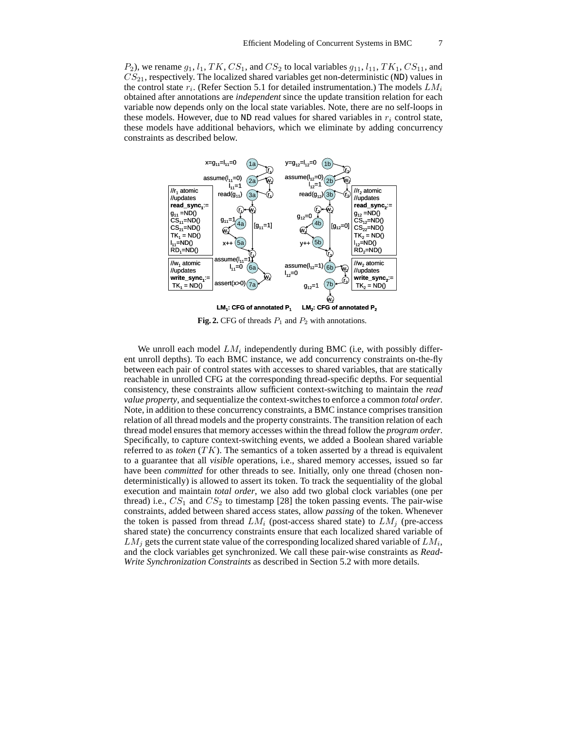$P_2$), we rename $g_1$, $l_1$, $TK$, $CS_1$, and $CS_2$ to local variables $g_{11}$, $l_{11}$, $TK_1$, $CS_{11}$, and $CS_{21}$, respectively. The localized shared variables get non-deterministic (ND) values in the control state $r_i$. (Refer Section 5.1 for detailed instrumentation.) The models $LM_i$ obtained after annotations are *independent* since the update transition relation for each variable now depends only on the local state variables. Note, there are no self-loops in these models. However, due to ND read values for shared variables in $r_i$ control state, these models have additional behaviors, which we eliminate by adding concurrency constraints as described below.

**Fig. 2.** CFG of threads $P_1$ and $P_2$ with annotations.

We unroll each model $LM_i$ independently during BMC (i.e, with possibly different unroll depths). To each BMC instance, we add concurrency constraints on-the-fly between each pair of control states with accesses to shared variables, that are statically reachable in unrolled CFG at the corresponding thread-specific depths. For sequential consistency, these constraints allow sufficient context-switching to maintain the *read value property*, and sequentialize the context-switches to enforce a common *total order*. Note, in addition to these concurrency constraints, a BMC instance comprises transition relation of all thread models and the property constraints. The transition relation of each thread model ensures that memory accesses within the thread follow the *program order*. Specifically, to capture context-switching events, we added a Boolean shared variable referred to as *token* ($TK$). The semantics of a token asserted by a thread is equivalent to a guarantee that all *visible* operations, i.e., shared memory accesses, issued so far have been *committed* for other threads to see. Initially, only one thread (chosen non-deterministically) is allowed to assert its token. To track the sequentiality of the global execution and maintain *total order*, we also add two global clock variables (one per thread) i.e., $CS_1$ and $CS_2$ to timestamp [28] the token passing events. The pair-wise constraints, added between shared access states, allow *passing* of the token. Whenever the token is passed from thread $LM_i$ (post-access shared state) to $LM_j$ (pre-access shared state) the concurrency constraints ensure that each localized shared variable of $LM_j$ gets the current state value of the corresponding localized shared variable of $LM_i$, and the clock variables get synchronized. We call these pair-wise constraints as *Read-Write Synchronization Constraints* as described in Section 5.2 with more details.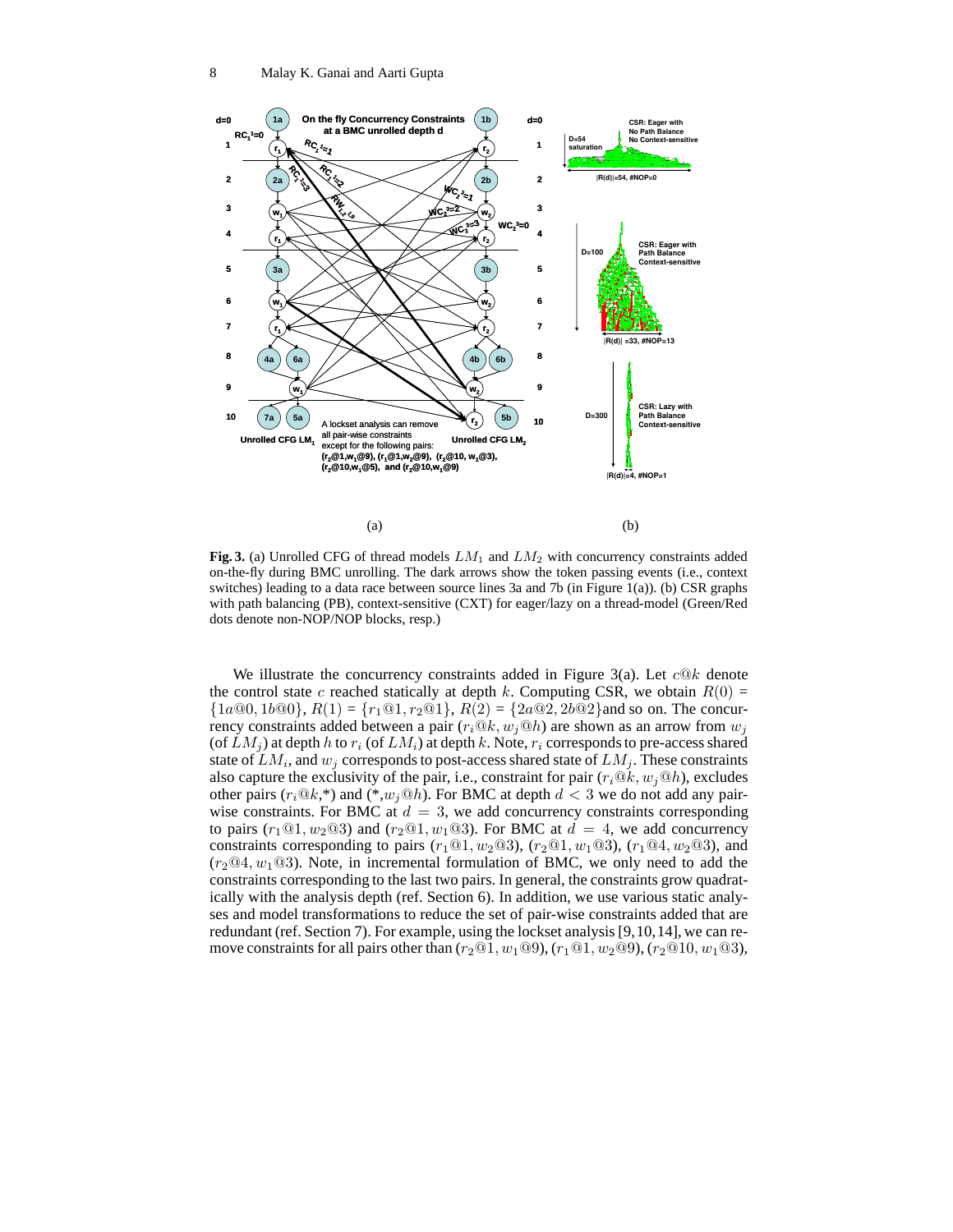d=0

On the fly Concurrency Constraints at a BMC unrolled depth d

A lockset analysis can remove all pair-wise constraints except for the following pairs: ($r_2$@1,$w_1$@9), ($r_1$@1,$w_2$@9), ($r_2$@10, $w_1$@3), ($r_2$@10,$w_1$@5), and ($r_2$@10,$w_1$@9)

Unrolled CFG $LM_1$

Unrolled CFG $LM_2$

CSR: Eager with No Path Balance No Context-sensitive

D=54 saturation

|R(d)|=54, #NOP=0

CSR: Eager with Path Balance Context-sensitive

D=100

|R(d)| =33, #NOP=13

CSR: Lazy with Path Balance Context-sensitive

D=300

|R(d)|=4, #NOP=1

(a)

(b)

**Fig. 3.** (a) Unrolled CFG of thread models $LM_1$ and $LM_2$ with concurrency constraints added on-the-fly during BMC unrolling. The dark arrows show the token passing events (i.e., context switches) leading to a data race between source lines 3a and 7b (in Figure 1(a)). (b) CSR graphs with path balancing (PB), context-sensitive (CXT) for eager/lazy on a thread-model (Green/Red dots denote non-NOP/NOP blocks, resp.)

We illustrate the concurrency constraints added in Figure 3(a). Let $c@k$ denote the control state $c$ reached statically at depth $k$. Computing CSR, we obtain $R(0) = \{1a@0, 1b@0\}$, $R(1) = \{r_1@1, r_2@1\}$, $R(2) = \{2a@2, 2b@2\}$and so on. The concurrency constraints added between a pair $(r_i@k, w_j@h)$ are shown as an arrow from $w_j$ (of $LM_j$) at depth $h$ to $r_i$ (of $LM_i$) at depth $k$. Note, $r_i$ corresponds to pre-access shared state of $LM_i$, and $w_j$ corresponds to post-access shared state of $LM_j$. These constraints also capture the exclusivity of the pair, i.e., constraint for pair $(r_i@k, w_j@h)$, excludes other pairs $(r_i@k,*)$ and $(*,w_j@h)$. For BMC at depth $d < 3$ we do not add any pair-wise constraints. For BMC at $d = 3$, we add concurrency constraints corresponding to pairs $(r_1@1, w_2@3)$ and $(r_2@1, w_1@3)$. For BMC at $d = 4$, we add concurrency constraints corresponding to pairs $(r_1@1, w_2@3)$, $(r_2@1, w_1@3)$, $(r_1@4, w_2@3)$, and $(r_2@4, w_1@3)$. Note, in incremental formulation of BMC, we only need to add the constraints corresponding to the last two pairs. In general, the constraints grow quadratically with the analysis depth (ref. Section 6). In addition, we use various static analyses and model transformations to reduce the set of pair-wise constraints added that are redundant (ref. Section 7). For example, using the lockset analysis [9,10,14], we can remove constraints for all pairs other than $(r_2@1, w_1@9)$, $(r_1@1, w_2@9)$, $(r_2@10, w_1@3)$,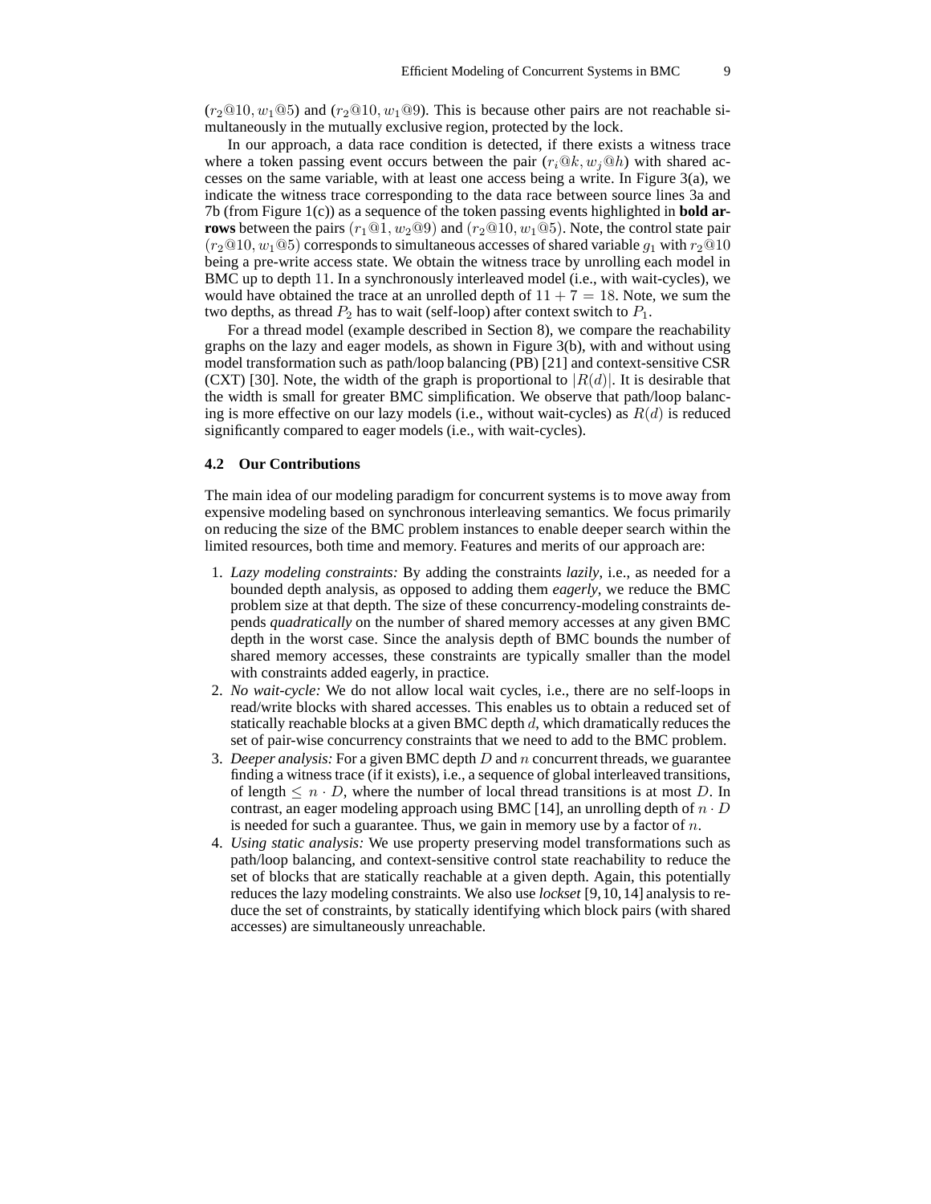($r_2@10, w_1@5$) and ($r_2@10, w_1@9$). This is because other pairs are not reachable simultaneously in the mutually exclusive region, protected by the lock.

In our approach, a data race condition is detected, if there exists a witness trace where a token passing event occurs between the pair ($r_i@k, w_j@h$) with shared accesses on the same variable, with at least one access being a write. In Figure 3(a), we indicate the witness trace corresponding to the data race between source lines 3a and 7b (from Figure 1(c)) as a sequence of the token passing events highlighted in **bold arrows** between the pairs ($r_1@1, w_2@9$) and ($r_2@10, w_1@5$). Note, the control state pair ($r_2@10, w_1@5$) corresponds to simultaneous accesses of shared variable $g_1$ with $r_2@10$ being a pre-write access state. We obtain the witness trace by unrolling each model in BMC up to depth 11. In a synchronously interleaved model (i.e., with wait-cycles), we would have obtained the trace at an unrolled depth of $11 + 7 = 18$. Note, we sum the two depths, as thread $P_2$ has to wait (self-loop) after context switch to $P_1$.

For a thread model (example described in Section 8), we compare the reachability graphs on the lazy and eager models, as shown in Figure 3(b), with and without using model transformation such as path/loop balancing (PB) [21] and context-sensitive CSR (CXT) [30]. Note, the width of the graph is proportional to $|R(d)|$. It is desirable that the width is small for greater BMC simplification. We observe that path/loop balancing is more effective on our lazy models (i.e., without wait-cycles) as $R(d)$ is reduced significantly compared to eager models (i.e., with wait-cycles).

### 4.2 Our Contributions

The main idea of our modeling paradigm for concurrent systems is to move away from expensive modeling based on synchronous interleaving semantics. We focus primarily on reducing the size of the BMC problem instances to enable deeper search within the limited resources, both time and memory. Features and merits of our approach are:

1. *Lazy modeling constraints:* By adding the constraints *lazily*, i.e., as needed for a bounded depth analysis, as opposed to adding them *eagerly*, we reduce the BMC problem size at that depth. The size of these concurrency-modeling constraints depends *quadratically* on the number of shared memory accesses at any given BMC depth in the worst case. Since the analysis depth of BMC bounds the number of shared memory accesses, these constraints are typically smaller than the model with constraints added eagerly, in practice.
2. *No wait-cycle:* We do not allow local wait cycles, i.e., there are no self-loops in read/write blocks with shared accesses. This enables us to obtain a reduced set of statically reachable blocks at a given BMC depth $d$, which dramatically reduces the set of pair-wise concurrency constraints that we need to add to the BMC problem.
3. *Deeper analysis:* For a given BMC depth $D$ and $n$ concurrent threads, we guarantee finding a witness trace (if it exists), i.e., a sequence of global interleaved transitions, of length $\leq n \cdot D$, where the number of local thread transitions is at most $D$. In contrast, an eager modeling approach using BMC [14], an unrolling depth of $n \cdot D$ is needed for such a guarantee. Thus, we gain in memory use by a factor of $n$.
4. *Using static analysis:* We use property preserving model transformations such as path/loop balancing, and context-sensitive control state reachability to reduce the set of blocks that are statically reachable at a given depth. Again, this potentially reduces the lazy modeling constraints. We also use *lockset* [9,10,14] analysis to reduce the set of constraints, by statically identifying which block pairs (with shared accesses) are simultaneously unreachable.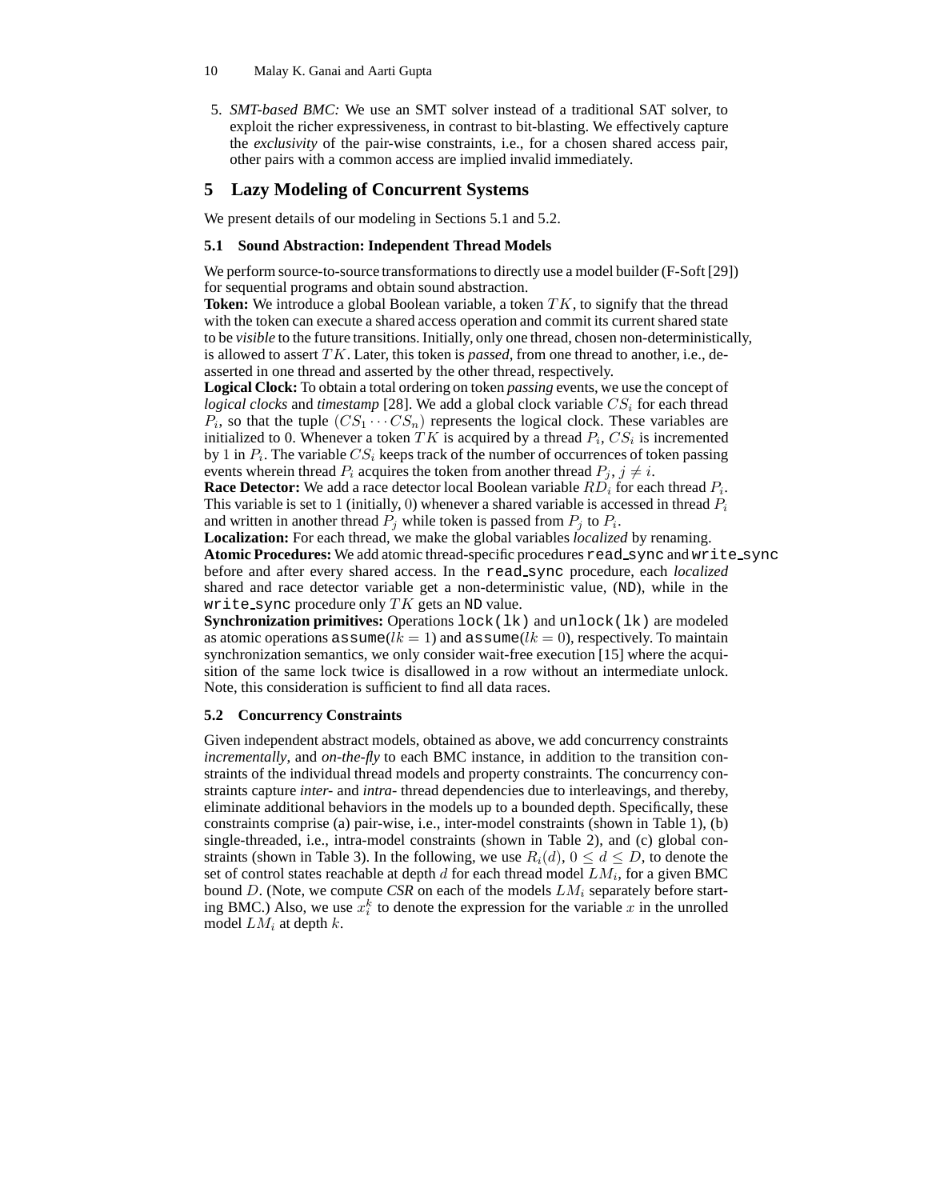5. *SMT-based BMC:* We use an SMT solver instead of a traditional SAT solver, to exploit the richer expressiveness, in contrast to bit-blasting. We effectively capture the *exclusivity* of the pair-wise constraints, i.e., for a chosen shared access pair, other pairs with a common access are implied invalid immediately.

## 5 Lazy Modeling of Concurrent Systems

We present details of our modeling in Sections 5.1 and 5.2.

### 5.1 Sound Abstraction: Independent Thread Models

We perform source-to-source transformations to directly use a model builder (F-Soft [29]) for sequential programs and obtain sound abstraction.

**Token:** We introduce a global Boolean variable, a token $TK$, to signify that the thread with the token can execute a shared access operation and commit its current shared state to be *visible* to the future transitions. Initially, only one thread, chosen non-deterministically, is allowed to assert $TK$. Later, this token is *passed*, from one thread to another, i.e., de-asserted in one thread and asserted by the other thread, respectively.

**Logical Clock:** To obtain a total ordering on token *passing* events, we use the concept of *logical clocks* and *timestamp* [28]. We add a global clock variable $CS_i$ for each thread $P_i$, so that the tuple $(CS_1 \cdots CS_n)$ represents the logical clock. These variables are initialized to 0. Whenever a token $TK$ is acquired by a thread $P_i$, $CS_i$ is incremented by 1 in $P_i$. The variable $CS_i$ keeps track of the number of occurrences of token passing events wherein thread $P_i$ acquires the token from another thread $P_j$, $j \neq i$.

**Race Detector:** We add a race detector local Boolean variable $RD_i$ for each thread $P_i$. This variable is set to 1 (initially, 0) whenever a shared variable is accessed in thread $P_i$ and written in another thread $P_j$ while token is passed from $P_j$ to $P_i$.

**Localization:** For each thread, we make the global variables *localized* by renaming.

**Atomic Procedures:** We add atomic thread-specific procedures `read_sync` and `write_sync` before and after every shared access. In the `read_sync` procedure, each *localized* shared and race detector variable get a non-deterministic value, (`ND`), while in the `write_sync` procedure only $TK$ gets an `ND` value.

**Synchronization primitives:** Operations `lock(lk)` and `unlock(lk)` are modeled as atomic operations `assume`$(lk = 1)$ and `assume`$(lk = 0)$, respectively. To maintain synchronization semantics, we only consider wait-free execution [15] where the acquisition of the same lock twice is disallowed in a row without an intermediate unlock. Note, this consideration is sufficient to find all data races.

### 5.2 Concurrency Constraints

Given independent abstract models, obtained as above, we add concurrency constraints *incrementally*, and *on-the-fly* to each BMC instance, in addition to the transition constraints of the individual thread models and property constraints. The concurrency constraints capture *inter-* and *intra-* thread dependencies due to interleavings, and thereby, eliminate additional behaviors in the models up to a bounded depth. Specifically, these constraints comprise (a) pair-wise, i.e., inter-model constraints (shown in Table 1), (b) single-threaded, i.e., intra-model constraints (shown in Table 2), and (c) global constraints (shown in Table 3). In the following, we use $R_i(d)$, $0 \leq d \leq D$, to denote the set of control states reachable at depth $d$ for each thread model $LM_i$, for a given BMC bound $D$. (Note, we compute *CSR* on each of the models $LM_i$ separately before starting BMC.) Also, we use $x_i^k$ to denote the expression for the variable $x$ in the unrolled model $LM_i$ at depth $k$.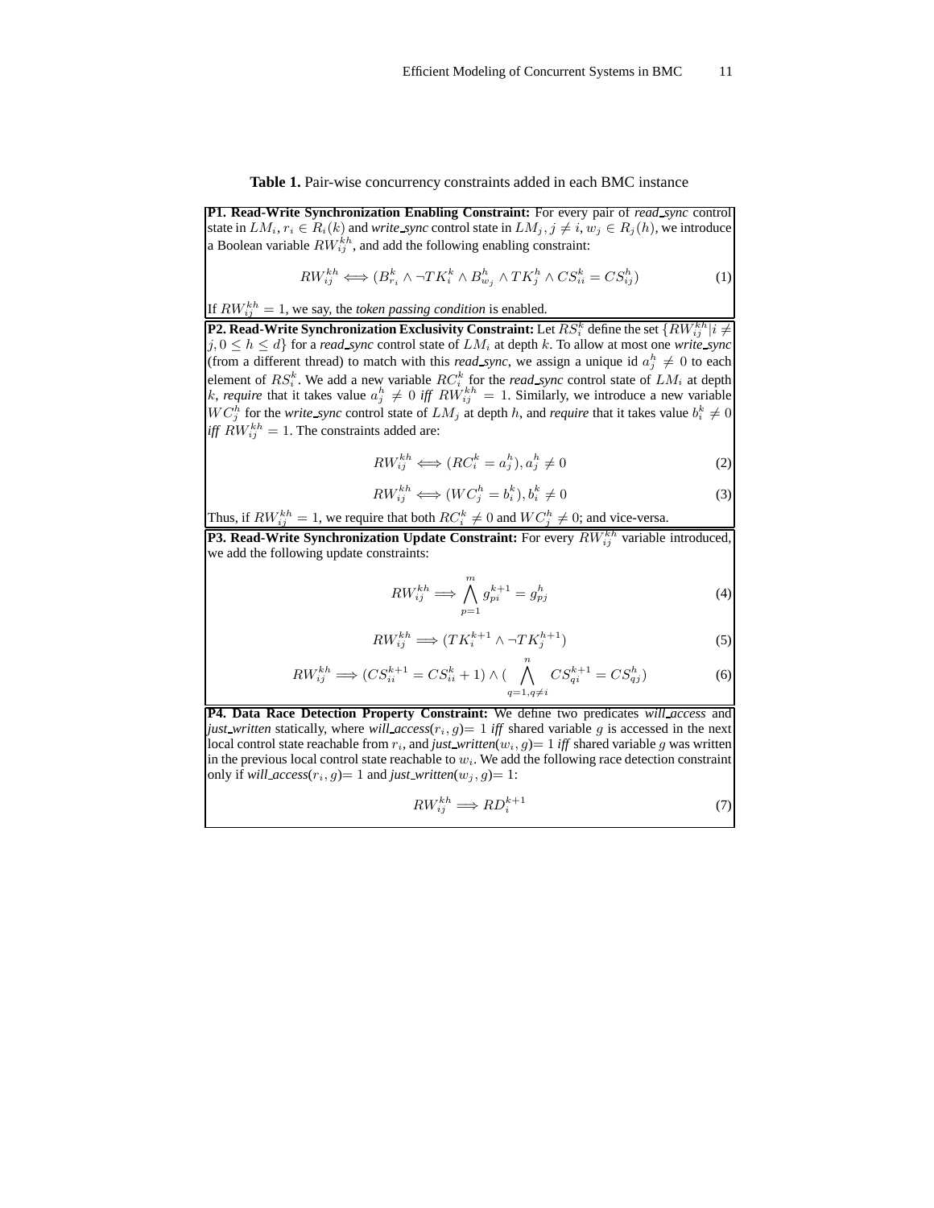**Table 1.** Pair-wise concurrency constraints added in each BMC instance

**P1. Read-Write Synchronization Enabling Constraint:** For every pair of *read_sync* control state in $LM_i, r_i \in R_i(k)$ and *write_sync* control state in $LM_j, j \neq i, w_j \in R_j(h)$, we introduce a Boolean variable $RW_{ij}^{kh}$, and add the following enabling constraint:

$$RW_{ij}^{kh} \iff (B_{r_i}^k \wedge \neg TK_i^k \wedge B_{w_j}^h \wedge TK_j^h \wedge CS_{ii}^k = CS_{ij}^h) \tag{1}$$

If $RW_{ij}^{kh} = 1$, we say, the *token passing condition* is enabled.

**P2. Read-Write Synchronization Exclusivity Constraint:** Let $RS_i^k$ define the set $\{RW_{ij}^{kh} | i \neq j, 0 \leq h \leq d\}$ for a *read_sync* control state of $LM_i$ at depth $k$. To allow at most one *write_sync* (from a different thread) to match with this *read_sync*, we assign a unique id $a_j^h \neq 0$ to each element of $RS_i^k$. We add a new variable $RC_i^k$ for the *read_sync* control state of $LM_i$ at depth $k$, *require* that it takes value $a_j^h \neq 0$ *iff* $RW_{ij}^{kh} = 1$. Similarly, we introduce a new variable $WC_j^h$ for the *write_sync* control state of $LM_j$ at depth $h$, and *require* that it takes value $b_i^k \neq 0$ *iff* $RW_{ij}^{kh} = 1$. The constraints added are:

$$RW_{ij}^{kh} \iff (RC_i^k = a_j^h), a_j^h \neq 0 \tag{2}$$

$$RW_{ij}^{kh} \iff (WC_j^h = b_i^k), b_i^k \neq 0 \tag{3}$$

Thus, if $RW_{ij}^{kh} = 1$, we require that both $RC_i^k \neq 0$ and $WC_j^h \neq 0$; and vice-versa.

**P3. Read-Write Synchronization Update Constraint:** For every $RW_{ij}^{kh}$ variable introduced, we add the following update constraints:

$$RW_{ij}^{kh} \implies \bigwedge_{p=1}^{m} g_{pi}^{k+1} = g_{pj}^h \tag{4}$$

$$RW_{ij}^{kh} \implies (TK_i^{k+1} \wedge \neg TK_j^{h+1}) \tag{5}$$

$$RW_{ij}^{kh} \implies (CS_{ii}^{k+1} = CS_{ii}^k + 1) \wedge (\bigwedge_{q=1, q \neq i}^{n} CS_{qi}^{k+1} = CS_{qj}^h) \tag{6}$$

**P4. Data Race Detection Property Constraint:** We define two predicates *will_access* and *just_written* statically, where *will_access*$(r_i, g)= 1$ *iff* shared variable $g$ is accessed in the next local control state reachable from $r_i$, and *just_written*$(w_i, g)= 1$ *iff* shared variable $g$ was written in the previous local control state reachable to $w_i$. We add the following race detection constraint only if *will_access*$(r_i, g)= 1$ and *just_written*$(w_j, g)= 1$:

$$RW_{ij}^{kh} \implies RD_i^{k+1} \tag{7}$$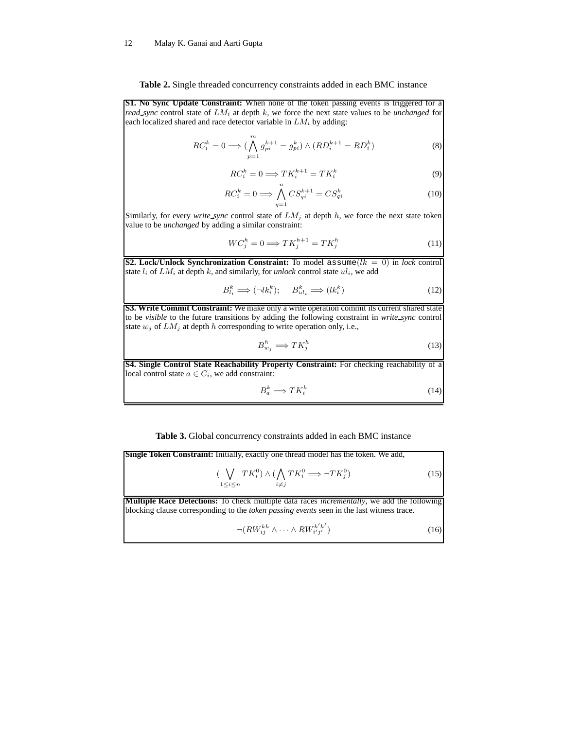**Table 2.** Single threaded concurrency constraints added in each BMC instance

**S1. No Sync Update Constraint:** When none of the token passing events is triggered for a *read_sync* control state of $LM_i$ at depth $k$, we force the next state values to be *unchanged* for each localized shared and race detector variable in $LM_i$ by adding:

$$RC_i^k = 0 \Longrightarrow (\bigwedge_{p=1}^{m} g_{pi}^{k+1} = g_{pi}^k) \wedge (RD_i^{k+1} = RD_i^k) \tag{8}$$

$$RC_i^k = 0 \Longrightarrow TK_i^{k+1} = TK_i^k \tag{9}$$

$$RC_i^k = 0 \Longrightarrow \bigwedge_{q=1}^{n} CS_{qi}^{k+1} = CS_{qi}^k \tag{10}$$

Similarly, for every *write_sync* control state of $LM_j$ at depth $h$, we force the next state token value to be *unchanged* by adding a similar constraint:

$$WC_j^h = 0 \Longrightarrow TK_j^{h+1} = TK_j^h \tag{11}$$

**S2. Lock/Unlock Synchronization Constraint:** To model `assume`$(lk = 0)$ in *lock* control state $l_i$ of $LM_i$ at depth $k$, and similarly, for *unlock* control state $ul_i$, we add

$$B_{l_i}^k \Longrightarrow (\neg lk_i^k); \quad B_{ul_i}^k \Longrightarrow (lk_i^k) \tag{12}$$

**S3. Write Commit Constraint:** We make only a write operation commit its current shared state to be *visible* to the future transitions by adding the following constraint in *write_sync* control state $w_j$ of $LM_j$ at depth $h$ corresponding to write operation only, i.e.,

$$B_{w_j}^h \Longrightarrow TK_j^h \tag{13}$$

**S4. Single Control State Reachability Property Constraint:** For checking reachability of a local control state $a \in C_i$, we add constraint:

$$B_a^k \Longrightarrow TK_i^k \tag{14}$$

**Table 3.** Global concurrency constraints added in each BMC instance

**Single Token Constraint:** Initially, exactly one thread model has the token. We add,

$$(\bigvee_{1 \le i \le n} TK_i^0) \wedge (\bigwedge_{i \ne j} TK_i^0 \Longrightarrow \neg TK_j^0) \tag{15}$$

**Multiple Race Detections:** To check multiple data races *incrementally*, we add the following blocking clause corresponding to the *token passing events* seen in the last witness trace.

$$\neg(RW_{ij}^{kh} \wedge \cdots \wedge RW_{i'j'}^{k'h'}) \tag{16}$$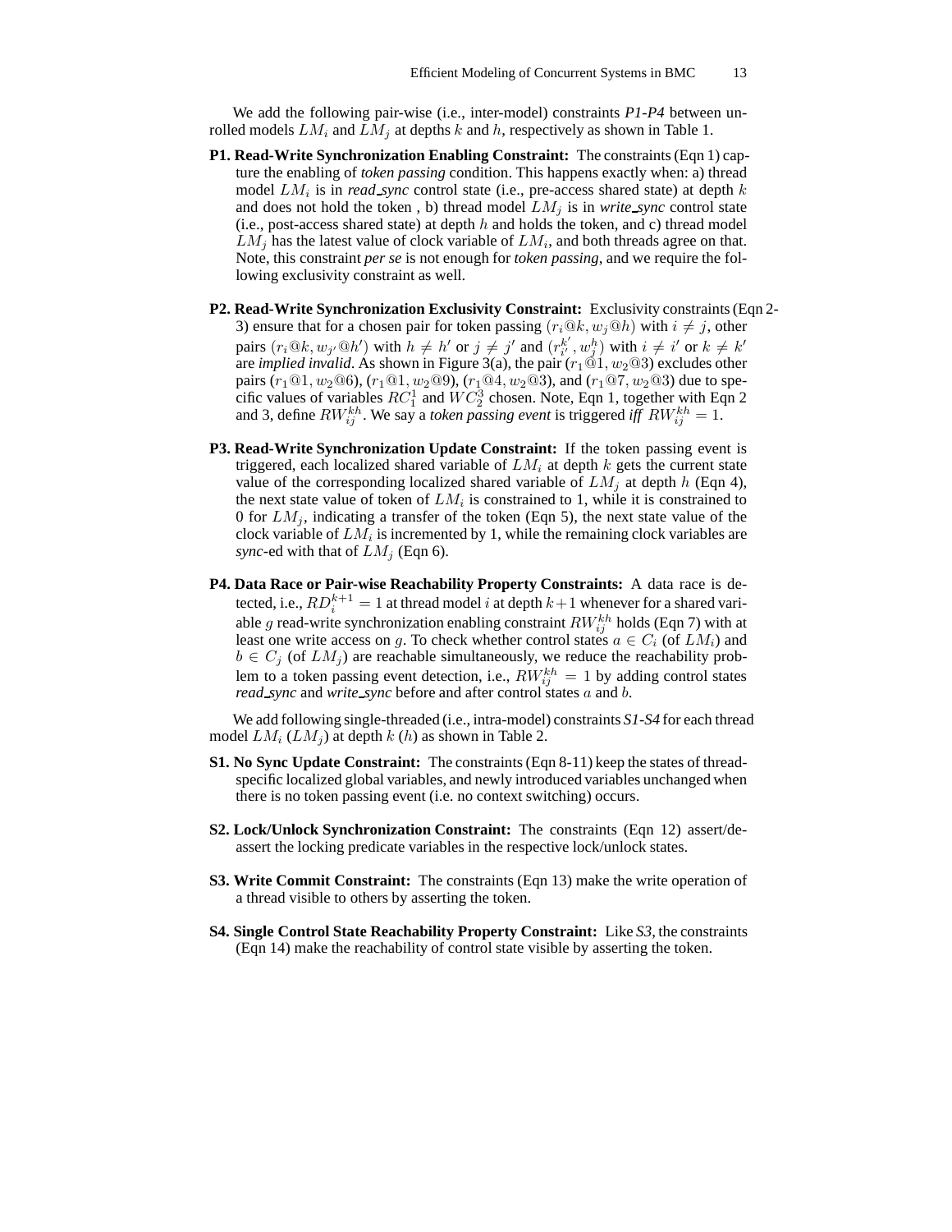We add the following pair-wise (i.e., inter-model) constraints *P1-P4* between unrolled models $LM_i$ and $LM_j$ at depths $k$ and $h$, respectively as shown in Table 1.

**P1. Read-Write Synchronization Enabling Constraint:** The constraints (Eqn 1) capture the enabling of *token passing* condition. This happens exactly when: a) thread model $LM_i$ is in *read_sync* control state (i.e., pre-access shared state) at depth $k$ and does not hold the token , b) thread model $LM_j$ is in *write_sync* control state (i.e., post-access shared state) at depth $h$ and holds the token, and c) thread model $LM_j$ has the latest value of clock variable of $LM_i$, and both threads agree on that. Note, this constraint *per se* is not enough for *token passing*, and we require the following exclusivity constraint as well.

**P2. Read-Write Synchronization Exclusivity Constraint:** Exclusivity constraints (Eqn 2-3) ensure that for a chosen pair for token passing $(r_i@k, w_j@h)$ with $i \neq j$, other pairs $(r_i@k, w_{j'}@h')$ with $h \neq h'$ or $j \neq j'$ and $(r_{i'}^{k'}, w_j^h)$ with $i \neq i'$ or $k \neq k'$ are *implied invalid*. As shown in Figure 3(a), the pair $(r_1@1, w_2@3)$ excludes other pairs $(r_1@1, w_2@6)$, $(r_1@1, w_2@9)$, $(r_1@4, w_2@3)$, and $(r_1@7, w_2@3)$ due to specific values of variables $RC_1^1$ and $WC_2^3$ chosen. Note, Eqn 1, together with Eqn 2 and 3, define $RW_{ij}^{kh}$. We say a *token passing event* is triggered *iff* $RW_{ij}^{kh} = 1$.

**P3. Read-Write Synchronization Update Constraint:** If the token passing event is triggered, each localized shared variable of $LM_i$ at depth $k$ gets the current state value of the corresponding localized shared variable of $LM_j$ at depth $h$ (Eqn 4), the next state value of token of $LM_i$ is constrained to 1, while it is constrained to 0 for $LM_j$, indicating a transfer of the token (Eqn 5), the next state value of the clock variable of $LM_i$ is incremented by 1, while the remaining clock variables are *sync*-ed with that of $LM_j$ (Eqn 6).

**P4. Data Race or Pair-wise Reachability Property Constraints:** A data race is detected, i.e., $RD_i^{k+1} = 1$ at thread model $i$ at depth $k+1$ whenever for a shared variable $g$ read-write synchronization enabling constraint $RW_{ij}^{kh}$ holds (Eqn 7) with at least one write access on $g$. To check whether control states $a \in C_i$ (of $LM_i$) and $b \in C_j$ (of $LM_j$) are reachable simultaneously, we reduce the reachability problem to a token passing event detection, i.e., $RW_{ij}^{kh} = 1$ by adding control states *read_sync* and *write_sync* before and after control states $a$ and $b$.

We add following single-threaded (i.e., intra-model) constraints *S1-S4* for each thread model $LM_i$ ($LM_j$) at depth $k$ ($h$) as shown in Table 2.

**S1. No Sync Update Constraint:** The constraints (Eqn 8-11) keep the states of thread-specific localized global variables, and newly introduced variables unchanged when there is no token passing event (i.e. no context switching) occurs.

**S2. Lock/Unlock Synchronization Constraint:** The constraints (Eqn 12) assert/de-assert the locking predicate variables in the respective lock/unlock states.

**S3. Write Commit Constraint:** The constraints (Eqn 13) make the write operation of a thread visible to others by asserting the token.

**S4. Single Control State Reachability Property Constraint:** Like *S3*, the constraints (Eqn 14) make the reachability of control state visible by asserting the token.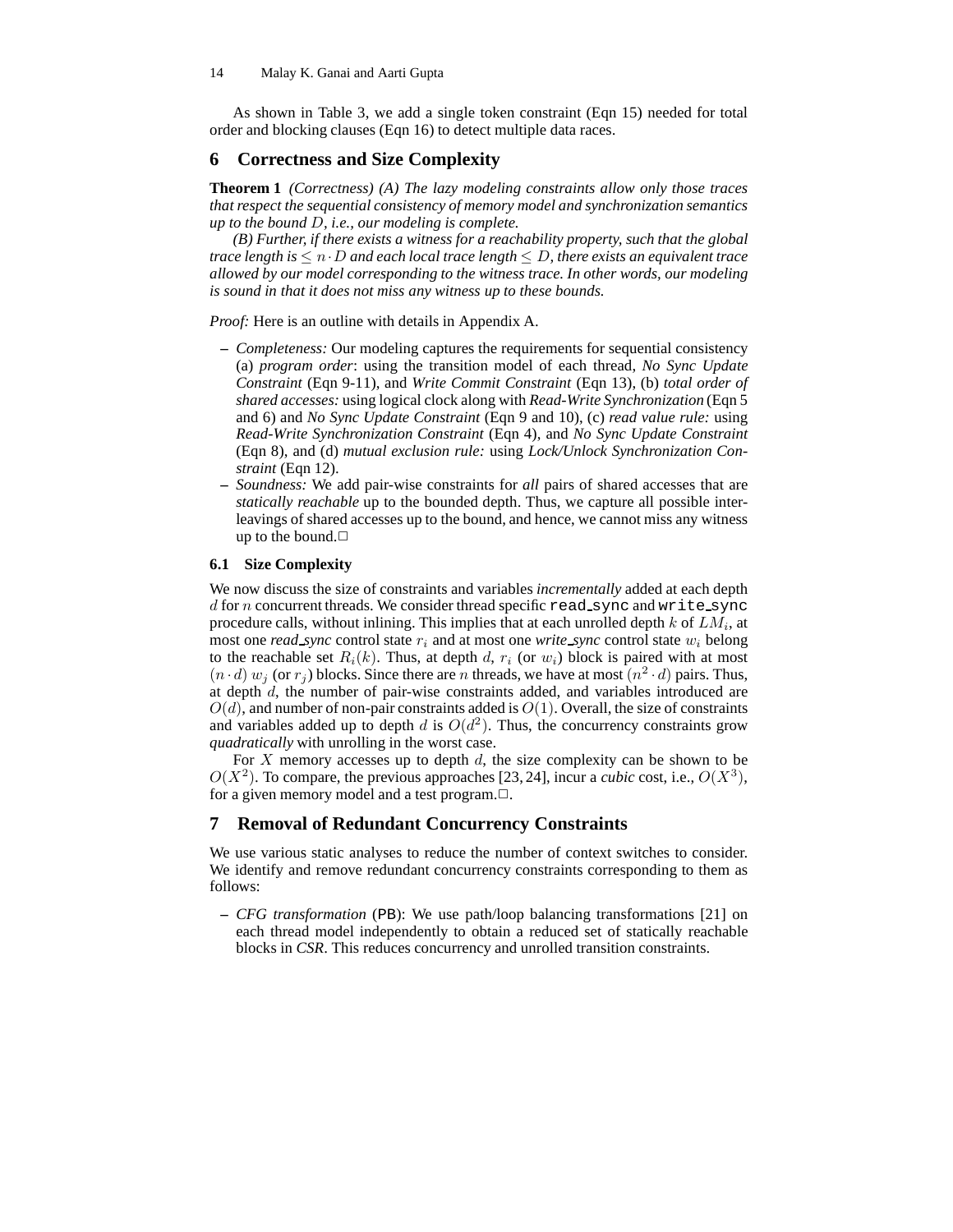As shown in Table 3, we add a single token constraint (Eqn 15) needed for total order and blocking clauses (Eqn 16) to detect multiple data races.

## 6 Correctness and Size Complexity

**Theorem 1** *(Correctness) (A) The lazy modeling constraints allow only those traces that respect the sequential consistency of memory model and synchronization semantics up to the bound $D$, i.e., our modeling is complete.*

*(B) Further, if there exists a witness for a reachability property, such that the global trace length is $\leq n \cdot D$ and each local trace length $\leq D$, there exists an equivalent trace allowed by our model corresponding to the witness trace. In other words, our modeling is sound in that it does not miss any witness up to these bounds.*

*Proof:* Here is an outline with details in Appendix A.

- *Completeness:* Our modeling captures the requirements for sequential consistency (a) *program order*: using the transition model of each thread, *No Sync Update Constraint* (Eqn 9-11), and *Write Commit Constraint* (Eqn 13), (b) *total order of shared accesses:* using logical clock along with *Read-Write Synchronization* (Eqn 5 and 6) and *No Sync Update Constraint* (Eqn 9 and 10), (c) *read value rule:* using *Read-Write Synchronization Constraint* (Eqn 4), and *No Sync Update Constraint* (Eqn 8), and (d) *mutual exclusion rule:* using *Lock/Unlock Synchronization Constraint* (Eqn 12).
- *Soundness:* We add pair-wise constraints for *all* pairs of shared accesses that are *statically reachable* up to the bounded depth. Thus, we capture all possible interleavings of shared accesses up to the bound, and hence, we cannot miss any witness up to the bound.□

### 6.1 Size Complexity

We now discuss the size of constraints and variables *incrementally* added at each depth $d$ for $n$ concurrent threads. We consider thread specific `read_sync` and `write_sync` procedure calls, without inlining. This implies that at each unrolled depth $k$ of $LM_i$, at most one *read_sync* control state $r_i$ and at most one *write_sync* control state $w_i$ belong to the reachable set $R_i(k)$. Thus, at depth $d$, $r_i$ (or $w_i$) block is paired with at most $(n \cdot d)$ $w_j$ (or $r_j$) blocks. Since there are $n$ threads, we have at most $(n^2 \cdot d)$ pairs. Thus, at depth $d$, the number of pair-wise constraints added, and variables introduced are $O(d)$, and number of non-pair constraints added is $O(1)$. Overall, the size of constraints and variables added up to depth $d$ is $O(d^2)$. Thus, the concurrency constraints grow *quadratically* with unrolling in the worst case.

For $X$ memory accesses up to depth $d$, the size complexity can be shown to be $O(X^2)$. To compare, the previous approaches [23, 24], incur a *cubic* cost, i.e., $O(X^3)$, for a given memory model and a test program.□.

## 7 Removal of Redundant Concurrency Constraints

We use various static analyses to reduce the number of context switches to consider. We identify and remove redundant concurrency constraints corresponding to them as follows:

- *CFG transformation* (PB): We use path/loop balancing transformations [21] on each thread model independently to obtain a reduced set of statically reachable blocks in *CSR*. This reduces concurrency and unrolled transition constraints.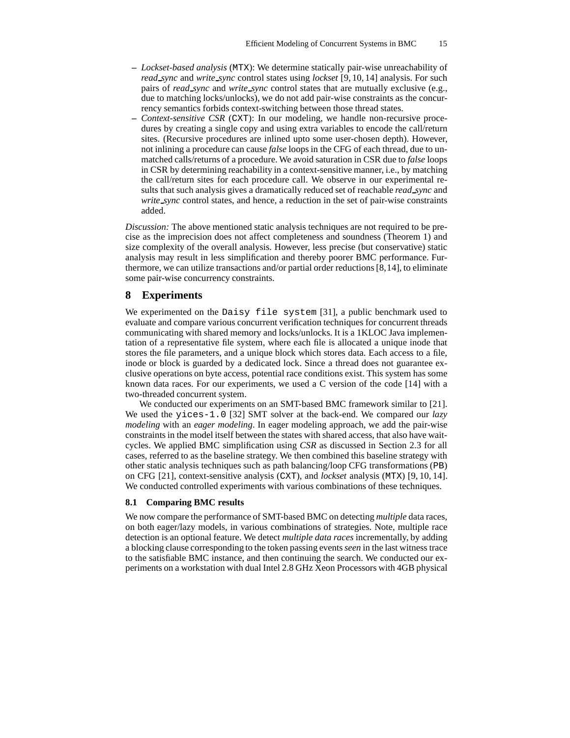– *Lockset-based analysis* (MTX): We determine statically pair-wise unreachability of *read_sync* and *write_sync* control states using *lockset* [9, 10, 14] analysis. For such pairs of *read_sync* and *write_sync* control states that are mutually exclusive (e.g., due to matching locks/unlocks), we do not add pair-wise constraints as the concurrency semantics forbids context-switching between those thread states.
– *Context-sensitive CSR* (CXT): In our modeling, we handle non-recursive procedures by creating a single copy and using extra variables to encode the call/return sites. (Recursive procedures are inlined upto some user-chosen depth). However, not inlining a procedure can cause *false* loops in the CFG of each thread, due to unmatched calls/returns of a procedure. We avoid saturation in CSR due to *false* loops in CSR by determining reachability in a context-sensitive manner, i.e., by matching the call/return sites for each procedure call. We observe in our experimental results that such analysis gives a dramatically reduced set of reachable *read_sync* and *write_sync* control states, and hence, a reduction in the set of pair-wise constraints added.

*Discussion:* The above mentioned static analysis techniques are not required to be precise as the imprecision does not affect completeness and soundness (Theorem 1) and size complexity of the overall analysis. However, less precise (but conservative) static analysis may result in less simplification and thereby poorer BMC performance. Furthermore, we can utilize transactions and/or partial order reductions [8,14], to eliminate some pair-wise concurrency constraints.

## 8 Experiments

We experimented on the Daisy file system [31], a public benchmark used to evaluate and compare various concurrent verification techniques for concurrent threads communicating with shared memory and locks/unlocks. It is a 1KLOC Java implementation of a representative file system, where each file is allocated a unique inode that stores the file parameters, and a unique block which stores data. Each access to a file, inode or block is guarded by a dedicated lock. Since a thread does not guarantee exclusive operations on byte access, potential race conditions exist. This system has some known data races. For our experiments, we used a C version of the code [14] with a two-threaded concurrent system.

We conducted our experiments on an SMT-based BMC framework similar to [21]. We used the yices-1.0 [32] SMT solver at the back-end. We compared our *lazy modeling* with an *eager modeling*. In eager modeling approach, we add the pair-wise constraints in the model itself between the states with shared access, that also have wait-cycles. We applied BMC simplification using *CSR* as discussed in Section 2.3 for all cases, referred to as the baseline strategy. We then combined this baseline strategy with other static analysis techniques such as path balancing/loop CFG transformations (PB) on CFG [21], context-sensitive analysis (CXT), and *lockset* analysis (MTX) [9, 10, 14]. We conducted controlled experiments with various combinations of these techniques.

### 8.1 Comparing BMC results

We now compare the performance of SMT-based BMC on detecting *multiple* data races, on both eager/lazy models, in various combinations of strategies. Note, multiple race detection is an optional feature. We detect *multiple data races* incrementally, by adding a blocking clause corresponding to the token passing events *seen* in the last witness trace to the satisfiable BMC instance, and then continuing the search. We conducted our experiments on a workstation with dual Intel 2.8 GHz Xeon Processors with 4GB physical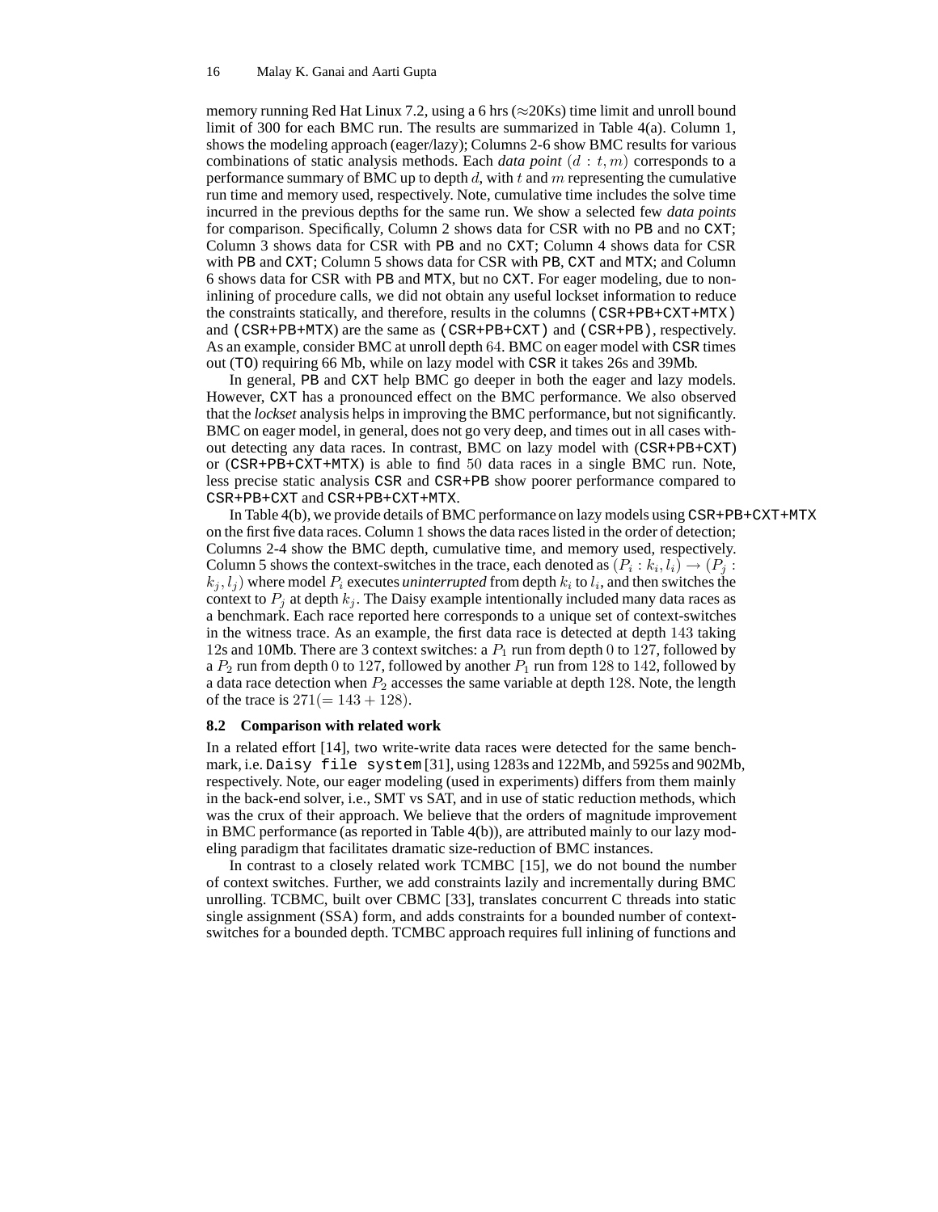memory running Red Hat Linux 7.2, using a 6 hrs (≈20Ks) time limit and unroll bound limit of 300 for each BMC run. The results are summarized in Table 4(a). Column 1, shows the modeling approach (eager/lazy); Columns 2-6 show BMC results for various combinations of static analysis methods. Each *data point* $(d : t, m)$ corresponds to a performance summary of BMC up to depth $d$, with $t$ and $m$ representing the cumulative run time and memory used, respectively. Note, cumulative time includes the solve time incurred in the previous depths for the same run. We show a selected few *data points* for comparison. Specifically, Column 2 shows data for CSR with no PB and no CXT; Column 3 shows data for CSR with PB and no CXT; Column 4 shows data for CSR with PB and CXT; Column 5 shows data for CSR with PB, CXT and MTX; and Column 6 shows data for CSR with PB and MTX, but no CXT. For eager modeling, due to non-inlining of procedure calls, we did not obtain any useful lockset information to reduce the constraints statically, and therefore, results in the columns (CSR+PB+CXT+MTX) and (CSR+PB+MTX) are the same as (CSR+PB+CXT) and (CSR+PB), respectively. As an example, consider BMC at unroll depth 64. BMC on eager model with CSR times out (TO) requiring 66 Mb, while on lazy model with CSR it takes 26s and 39Mb.

In general, PB and CXT help BMC go deeper in both the eager and lazy models. However, CXT has a pronounced effect on the BMC performance. We also observed that the *lockset* analysis helps in improving the BMC performance, but not significantly. BMC on eager model, in general, does not go very deep, and times out in all cases without detecting any data races. In contrast, BMC on lazy model with (CSR+PB+CXT) or (CSR+PB+CXT+MTX) is able to find 50 data races in a single BMC run. Note, less precise static analysis CSR and CSR+PB show poorer performance compared to CSR+PB+CXT and CSR+PB+CXT+MTX.

In Table 4(b), we provide details of BMC performance on lazy models using CSR+PB+CXT+MTX on the first five data races. Column 1 shows the data races listed in the order of detection; Columns 2-4 show the BMC depth, cumulative time, and memory used, respectively. Column 5 shows the context-switches in the trace, each denoted as $(P_i : k_i, l_i) \rightarrow (P_j : k_j, l_j)$ where model $P_i$ executes *uninterrupted* from depth $k_i$ to $l_i$, and then switches the context to $P_j$ at depth $k_j$. The Daisy example intentionally included many data races as a benchmark. Each race reported here corresponds to a unique set of context-switches in the witness trace. As an example, the first data race is detected at depth 143 taking 12s and 10Mb. There are 3 context switches: a $P_1$ run from depth 0 to 127, followed by a $P_2$ run from depth 0 to 127, followed by another $P_1$ run from 128 to 142, followed by a data race detection when $P_2$ accesses the same variable at depth 128. Note, the length of the trace is $271 (= 143 + 128)$.

### 8.2 Comparison with related work

In a related effort [14], two write-write data races were detected for the same benchmark, i.e. Daisy file system [31], using 1283s and 122Mb, and 5925s and 902Mb, respectively. Note, our eager modeling (used in experiments) differs from them mainly in the back-end solver, i.e., SMT vs SAT, and in use of static reduction methods, which was the crux of their approach. We believe that the orders of magnitude improvement in BMC performance (as reported in Table 4(b)), are attributed mainly to our lazy modeling paradigm that facilitates dramatic size-reduction of BMC instances.

In contrast to a closely related work TCMBC [15], we do not bound the number of context switches. Further, we add constraints lazily and incrementally during BMC unrolling. TCBMC, built over CBMC [33], translates concurrent C threads into static single assignment (SSA) form, and adds constraints for a bounded number of context-switches for a bounded depth. TCMBC approach requires full inlining of functions and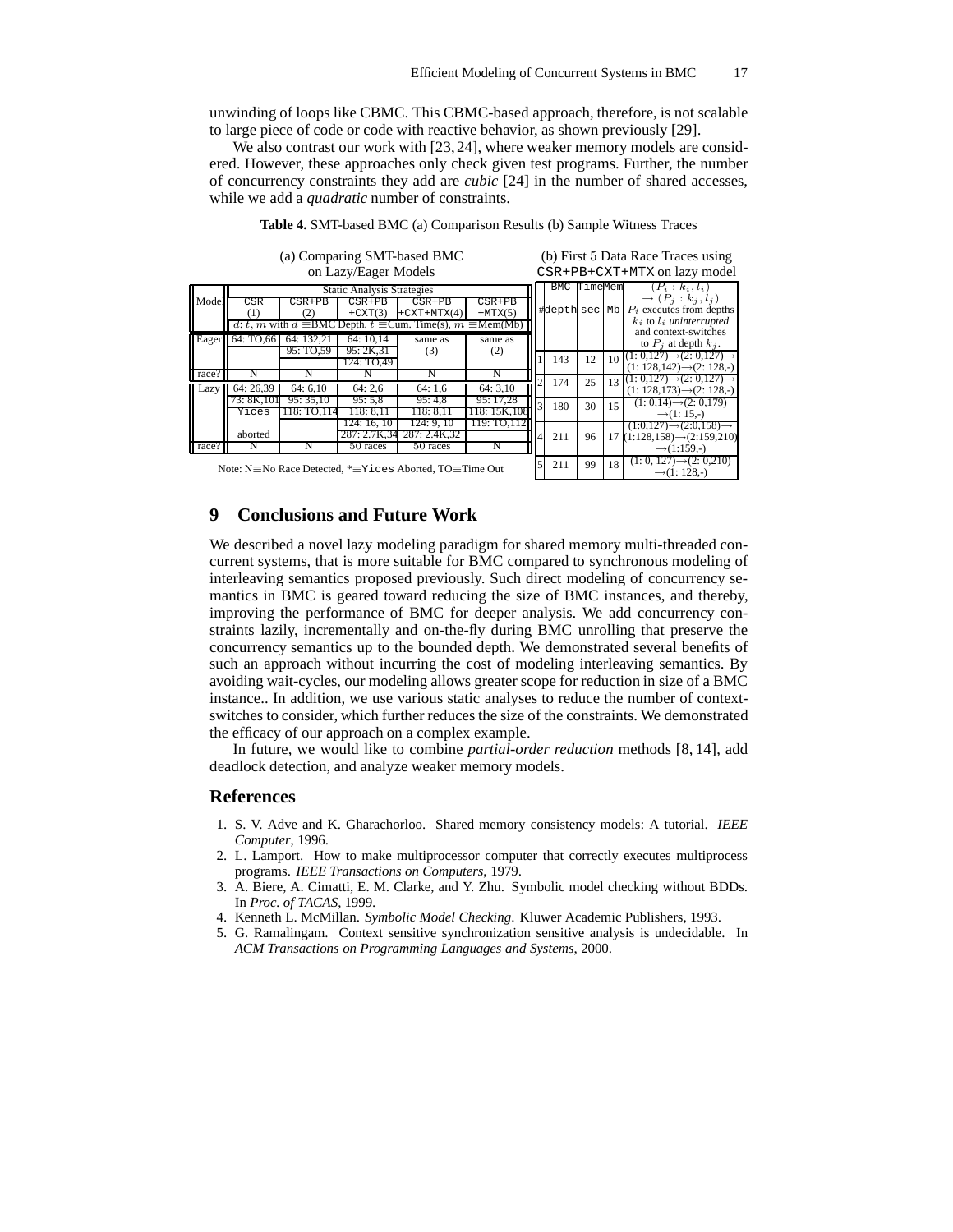unwinding of loops like CBMC. This CBMC-based approach, therefore, is not scalable to large piece of code or code with reactive behavior, as shown previously [29].

We also contrast our work with [23, 24], where weaker memory models are considered. However, these approaches only check given test programs. Further, the number of concurrency constraints they add are *cubic* [24] in the number of shared accesses, while we add a *quadratic* number of constraints.

**Table 4.** SMT-based BMC (a) Comparison Results (b) Sample Witness Traces

(a) Comparing SMT-based BMC on Lazy/Eager Models

| Model | Static Analysis Strategies | | | | |
|---|---|---|---|---|---|
| | CSR (1) | CSR+PB (2) | CSR+PB +CXT(3) | CSR+PB +CXT+MTX(4) | CSR+PB +MTX(5) |
| | $d: t, m$ with $d \equiv$BMC Depth, $t \equiv$Cum. Time(s), $m \equiv$Mem(Mb) | | | | |
| Eager | 64: TO,66 | 64: 132,21 | 64: 10,14 | same as (3) | same as (2) |
| | | 95: TO,59 | 95: 2K,31 | | |
| | | | 124: TO,49 | | |
| race? | N | N | N | N | N |
| Lazy | 64: 26,39 | 64: 6,10 | 64: 2,6 | 64: 1,6 | 64: 3,10 |
| | 73: 8K,101 | 95: 35,10 | 95: 5,8 | 95: 4,8 | 95: 17,28 |
| | Yices | 118: TO,114 | 118: 8,11 | 118: 8,11 | 118: 15K,108 |
| | | | 124: 16, 10 | 124: 9, 10 | 119: TO,112 |
| | aborted | | 287: 2.7K,34 | 287: 2.4K,32 | |
| race? | N | N | 50 races | 50 races | N |

Note: N≡No Race Detected, *≡Yices Aborted, TO≡Time Out

(b) First 5 Data Race Traces using CSR+PB+CXT+MTX on lazy model

| # | BMC depth | Time sec | Mem Mb | $(P_i : k_i, l_i) \rightarrow (P_j : k_j, l_j)$ $P_i$ executes from depths $k_i$ to $l_i$ *uninterrupted* and context-switches to $P_j$ at depth $k_j$. |
|---|---|---|---|---|
| 1 | 143 | 12 | 10 | (1: 0,127)→(2: 0,127)→ (1: 128,142)→(2: 128,-) |
| 2 | 174 | 25 | 13 | (1: 0,127)→(2: 0,127)→ (1: 128,173)→(2: 128,-) |
| 3 | 180 | 30 | 15 | (1: 0,14)→(2: 0,179) →(1: 15,-) |
| 4 | 211 | 96 | 17 | (1:0,127)→(2:0,158)→ (1:128,158)→(2:159,210) →(1:159,-) |
| 5 | 211 | 99 | 18 | (1: 0, 127)→(2: 0,210) →(1: 128,-) |

## 9 Conclusions and Future Work

We described a novel lazy modeling paradigm for shared memory multi-threaded concurrent systems, that is more suitable for BMC compared to synchronous modeling of interleaving semantics proposed previously. Such direct modeling of concurrency semantics in BMC is geared toward reducing the size of BMC instances, and thereby, improving the performance of BMC for deeper analysis. We add concurrency constraints lazily, incrementally and on-the-fly during BMC unrolling that preserve the concurrency semantics up to the bounded depth. We demonstrated several benefits of such an approach without incurring the cost of modeling interleaving semantics. By avoiding wait-cycles, our modeling allows greater scope for reduction in size of a BMC instance.. In addition, we use various static analyses to reduce the number of context-switches to consider, which further reduces the size of the constraints. We demonstrated the efficacy of our approach on a complex example.

In future, we would like to combine *partial-order reduction* methods [8, 14], add deadlock detection, and analyze weaker memory models.

## References

1. S. V. Adve and K. Gharachorloo. Shared memory consistency models: A tutorial. *IEEE Computer*, 1996.
2. L. Lamport. How to make multiprocessor computer that correctly executes multiprocess programs. *IEEE Transactions on Computers*, 1979.
3. A. Biere, A. Cimatti, E. M. Clarke, and Y. Zhu. Symbolic model checking without BDDs. In *Proc. of TACAS*, 1999.
4. Kenneth L. McMillan. *Symbolic Model Checking*. Kluwer Academic Publishers, 1993.
5. G. Ramalingam. Context sensitive synchronization sensitive analysis is undecidable. In *ACM Transactions on Programming Languages and Systems*, 2000.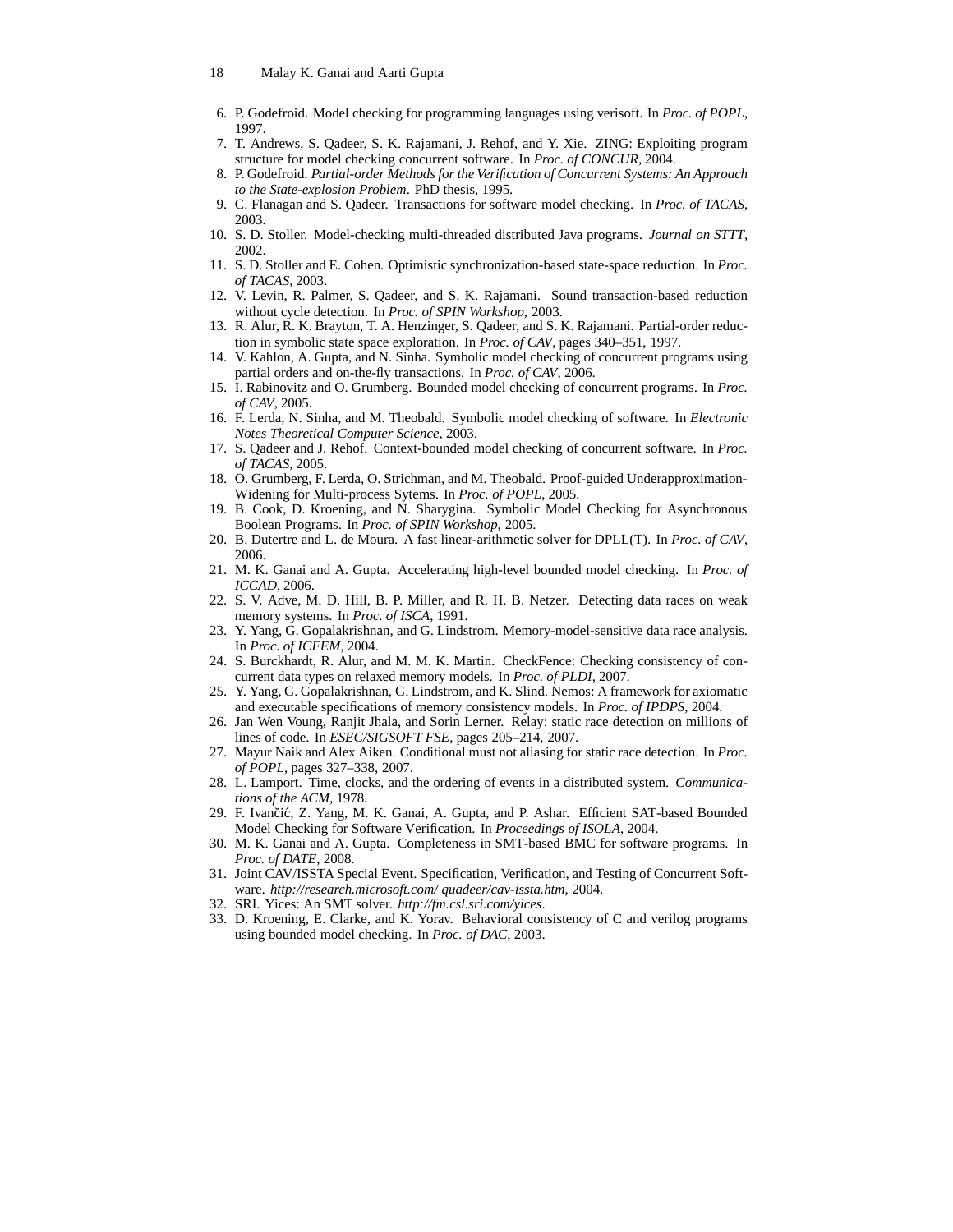6. P. Godefroid. Model checking for programming languages using verisoft. In *Proc. of POPL*, 1997.
7. T. Andrews, S. Qadeer, S. K. Rajamani, J. Rehof, and Y. Xie. ZING: Exploiting program structure for model checking concurrent software. In *Proc. of CONCUR*, 2004.
8. P. Godefroid. *Partial-order Methods for the Verification of Concurrent Systems: An Approach to the State-explosion Problem*. PhD thesis, 1995.
9. C. Flanagan and S. Qadeer. Transactions for software model checking. In *Proc. of TACAS*, 2003.
10. S. D. Stoller. Model-checking multi-threaded distributed Java programs. *Journal on STTT*, 2002.
11. S. D. Stoller and E. Cohen. Optimistic synchronization-based state-space reduction. In *Proc. of TACAS*, 2003.
12. V. Levin, R. Palmer, S. Qadeer, and S. K. Rajamani. Sound transaction-based reduction without cycle detection. In *Proc. of SPIN Workshop*, 2003.
13. R. Alur, R. K. Brayton, T. A. Henzinger, S. Qadeer, and S. K. Rajamani. Partial-order reduction in symbolic state space exploration. In *Proc. of CAV*, pages 340–351, 1997.
14. V. Kahlon, A. Gupta, and N. Sinha. Symbolic model checking of concurrent programs using partial orders and on-the-fly transactions. In *Proc. of CAV*, 2006.
15. I. Rabinovitz and O. Grumberg. Bounded model checking of concurrent programs. In *Proc. of CAV*, 2005.
16. F. Lerda, N. Sinha, and M. Theobald. Symbolic model checking of software. In *Electronic Notes Theoretical Computer Science*, 2003.
17. S. Qadeer and J. Rehof. Context-bounded model checking of concurrent software. In *Proc. of TACAS*, 2005.
18. O. Grumberg, F. Lerda, O. Strichman, and M. Theobald. Proof-guided Underapproximation-Widening for Multi-process Sytems. In *Proc. of POPL*, 2005.
19. B. Cook, D. Kroening, and N. Sharygina. Symbolic Model Checking for Asynchronous Boolean Programs. In *Proc. of SPIN Workshop*, 2005.
20. B. Dutertre and L. de Moura. A fast linear-arithmetic solver for DPLL(T). In *Proc. of CAV*, 2006.
21. M. K. Ganai and A. Gupta. Accelerating high-level bounded model checking. In *Proc. of ICCAD*, 2006.
22. S. V. Adve, M. D. Hill, B. P. Miller, and R. H. B. Netzer. Detecting data races on weak memory systems. In *Proc. of ISCA*, 1991.
23. Y. Yang, G. Gopalakrishnan, and G. Lindstrom. Memory-model-sensitive data race analysis. In *Proc. of ICFEM*, 2004.
24. S. Burckhardt, R. Alur, and M. M. K. Martin. CheckFence: Checking consistency of concurrent data types on relaxed memory models. In *Proc. of PLDI*, 2007.
25. Y. Yang, G. Gopalakrishnan, G. Lindstrom, and K. Slind. Nemos: A framework for axiomatic and executable specifications of memory consistency models. In *Proc. of IPDPS*, 2004.
26. Jan Wen Voung, Ranjit Jhala, and Sorin Lerner. Relay: static race detection on millions of lines of code. In *ESEC/SIGSOFT FSE*, pages 205–214, 2007.
27. Mayur Naik and Alex Aiken. Conditional must not aliasing for static race detection. In *Proc. of POPL*, pages 327–338, 2007.
28. L. Lamport. Time, clocks, and the ordering of events in a distributed system. *Communications of the ACM*, 1978.
29. F. Ivančić, Z. Yang, M. K. Ganai, A. Gupta, and P. Ashar. Efficient SAT-based Bounded Model Checking for Software Verification. In *Proceedings of ISOLA*, 2004.
30. M. K. Ganai and A. Gupta. Completeness in SMT-based BMC for software programs. In *Proc. of DATE*, 2008.
31. Joint CAV/ISSTA Special Event. Specification, Verification, and Testing of Concurrent Software. *http://research.microsoft.com/ quadeer/cav-issta.htm*, 2004.
32. SRI. Yices: An SMT solver. *http://fm.csl.sri.com/yices*.
33. D. Kroening, E. Clarke, and K. Yorav. Behavioral consistency of C and verilog programs using bounded model checking. In *Proc. of DAC*, 2003.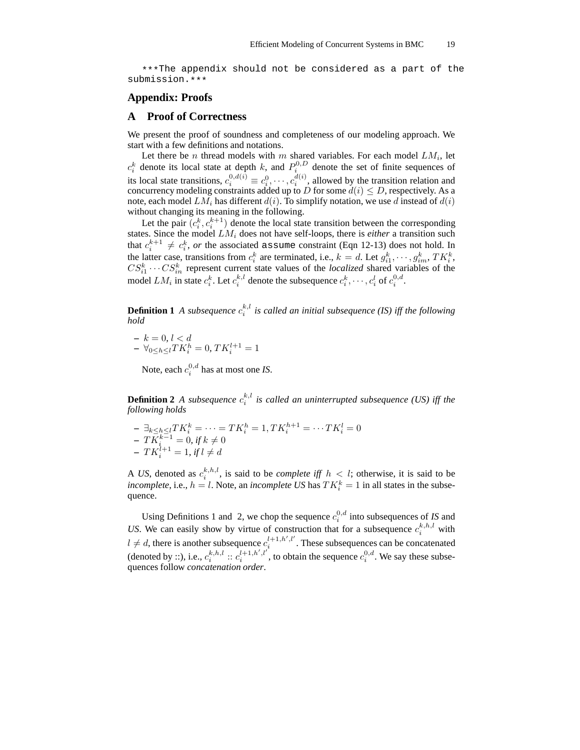`***The appendix should not be considered as a part of the submission.***`

## Appendix: Proofs

## A Proof of Correctness

We present the proof of soundness and completeness of our modeling approach. We start with a few definitions and notations.

Let there be $n$ thread models with $m$ shared variables. For each model $LM_i$, let $c_i^k$ denote its local state at depth $k$, and $P_i^{0,D}$ denote the set of finite sequences of its local state transitions, $c_i^{0,d(i)} \equiv c_i^0, \cdots, c_i^{d(i)}$, allowed by the transition relation and concurrency modeling constraints added up to $D$ for some $d(i) \leq D$, respectively. As a note, each model $LM_i$ has different $d(i)$. To simplify notation, we use $d$ instead of $d(i)$ without changing its meaning in the following.

Let the pair $(c_i^k, c_i^{k+1})$ denote the local state transition between the corresponding states. Since the model $LM_i$ does not have self-loops, there is *either* a transition such that $c_i^{k+1} \neq c_i^k$, *or* the associated `assume` constraint (Eqn 12-13) does not hold. In the latter case, transitions from $c_i^k$ are terminated, i.e., $k = d$. Let $g_{i1}^k, \cdots, g_{im}^k$, $TK_i^k$, $CS_{i1}^k \cdots CS_{in}^k$ represent current state values of the *localized* shared variables of the model $LM_i$ in state $c_i^k$. Let $c_i^{k,l}$ denote the subsequence $c_i^k, \cdots, c_i^l$ of $c_i^{0,d}$.

**Definition 1** *A subsequence $c_i^{k,l}$ is called an initial subsequence (IS) iff the following hold*

- $k = 0, l < d$
- $\forall_{0 \leq h \leq l} TK_i^h = 0, TK_i^{l+1} = 1$

Note, each $c_i^{0,d}$ has at most one *IS*.

**Definition 2** *A subsequence $c_i^{k,l}$ is called an uninterrupted subsequence (US) iff the following holds*

- $\exists_{k \leq h \leq l} TK_i^k = \cdots = TK_i^h = 1, TK_i^{h+1} = \cdots TK_i^l = 0$
- $TK_i^{k-1} = 0$, *if* $k \neq 0$
- $TK_i^{l+1} = 1$, *if* $l \neq d$

A *US*, denoted as $c_i^{k,h,l}$, is said to be *complete iff* $h < l$; otherwise, it is said to be *incomplete*, i.e., $h = l$. Note, an *incomplete US* has $TK_i^k = 1$ in all states in the subsequence.

Using Definitions 1 and 2, we chop the sequence $c_i^{0,d}$ into subsequences of *IS* and *US*. We can easily show by virtue of construction that for a subsequence $c_i^{k,h,l}$ with $l \neq d$, there is another subsequence $c_i^{l+1,h',l'}$. These subsequences can be concatenated (denoted by ::), i.e., $c_i^{k,h,l} :: c_i^{l+1,h',l'}$, to obtain the sequence $c_i^{0,d}$. We say these subsequences follow *concatenation order*.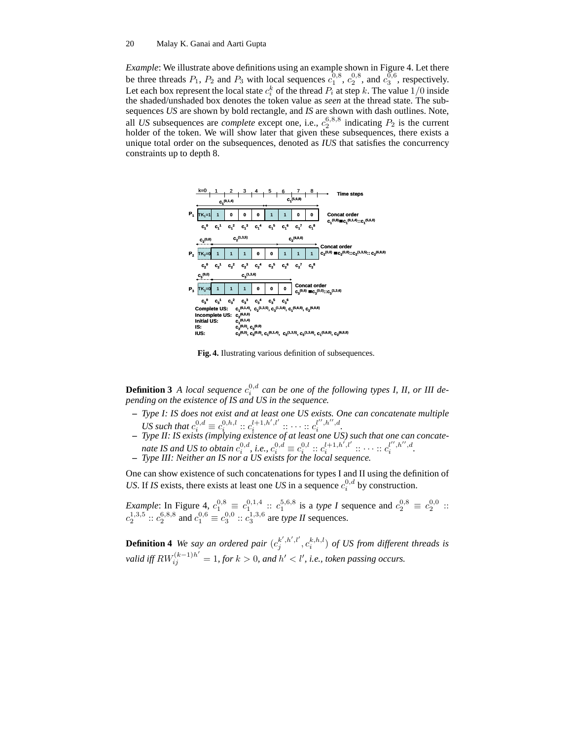*Example*: We illustrate above definitions using an example shown in Figure 4. Let there be three threads $P_1$, $P_2$ and $P_3$ with local sequences $c_1^{0,8}$, $c_2^{0,8}$, and $c_3^{0,6}$, respectively. Let each box represent the local state $c_i^k$ of the thread $P_i$ at step $k$. The value $1/0$ inside the shaded/unshaded box denotes the token value as *seen* at the thread state. The subsequences *US* are shown by bold rectangle, and *IS* are shown with dash outlines. Note, all *US* subsequences are *complete* except one, i.e., $c_2^{6,8,8}$ indicating $P_2$ is the current holder of the token. We will show later that given these subsequences, there exists a unique total order on the subsequences, denoted as *IUS* that satisfies the concurrency constraints up to depth 8.

k=0 1 2 3 4 5 6 7 8 Time steps

$c_1^{(0,1,4)}$ $c_1^{(5,6,8)}$

$P_1$ TK$_1$=1 1 0 0 0 1 1 0 0 Concat order $c_1^{(0,8)} \equiv c_1^{(0,1,4)}::c_1^{(5,6,8)}$

$c_1^0$ $c_1^1$ $c_1^2$ $c_1^3$ $c_1^4$ $c_1^5$ $c_1^6$ $c_1^7$ $c_1^8$

$c_2^{(0,0)}$ $c_2^{(1,3,5)}$ $c_2^{(6,8,8)}$

$P_2$ TK$_2$=0 1 1 1 0 0 1 1 1 Concat order $c_2^{(0,8)} \equiv c_2^{(0,0)}::c_2^{(1,3,5)}::c_2^{(6,8,8)}$

$c_2^0$ $c_2^1$ $c_2^2$ $c_2^3$ $c_2^4$ $c_2^5$ $c_2^6$ $c_2^7$ $c_2^8$

$c_3^{(0,0)}$ $c_3^{(1,3,6)}$

$P_3$ TK$_3$=0 1 1 1 0 0 0 Concat order $c_3^{(0,6)} \equiv c_3^{(0,0)}::c_3^{(1,3,6)}$

$c_3^0$ $c_3^1$ $c_3^2$ $c_3^3$ $c_3^4$ $c_3^5$ $c_3^6$

Complete US: $c_1^{(0,1,4)}$, $c_2^{(1,3,5)}$, $c_3^{(1,3,6)}$, $c_1^{(5,6,8)}$, $c_2^{(6,8,8)}$
Incomplete US: $c_2^{(6,8,8)}$
Initial US: $c_1^{(0,1,4)}$
IS: $c_2^{(0,0)}$, $c_3^{(0,0)}$
IUS: $c_2^{(0,0)}$, $c_3^{(0,0)}$, $c_1^{(0,1,4)}$, $c_2^{(1,3,5)}$, $c_3^{(1,3,6)}$, $c_1^{(5,6,8)}$, $c_2^{(6,8,8)}$

**Fig. 4.** Ilustrating various definition of subsequences.

**Definition 3** *A local sequence $c_i^{0,d}$ can be one of the following types I, II, or III depending on the existence of IS and US in the sequence.*

- *Type I: IS does not exist and at least one US exists. One can concatenate multiple US such that $c_i^{0,d} \equiv c_i^{0,h,l} :: c_i^{l+1,h',l'} :: \cdots :: c_i^{l'',h'',d}$.*
- *Type II: IS exists (implying existence of at least one US) such that one can concatenate IS and US to obtain $c_i^{0,d}$, i.e., $c_i^{0,d} \equiv c_i^{0,l} :: c_i^{l+1,h',l'} :: \cdots :: c_i^{l'',h'',d}$.*
- *Type III: Neither an IS nor a US exists for the local sequence.*

One can show existence of such concatenations for types I and II using the definition of *US*. If *IS* exists, there exists at least one *US* in a sequence $c_i^{0,d}$ by construction.

*Example*: In Figure 4, $c_1^{0,8} \equiv c_1^{0,1,4} :: c_1^{5,6,8}$ is a *type I* sequence and $c_2^{0,8} \equiv c_2^{0,0} :: c_2^{1,3,5} :: c_2^{6,8,8}$ and $c_1^{0,6} \equiv c_3^{0,0} :: c_3^{1,3,6}$ are *type II* sequences.

**Definition 4** *We say an ordered pair $(c_j^{k',h',l'}, c_i^{k,h,l})$ of US from different threads is valid iff $RW_{ij}^{(k-1)h'} = 1$, for $k > 0$, and $h' < l'$, i.e., token passing occurs.*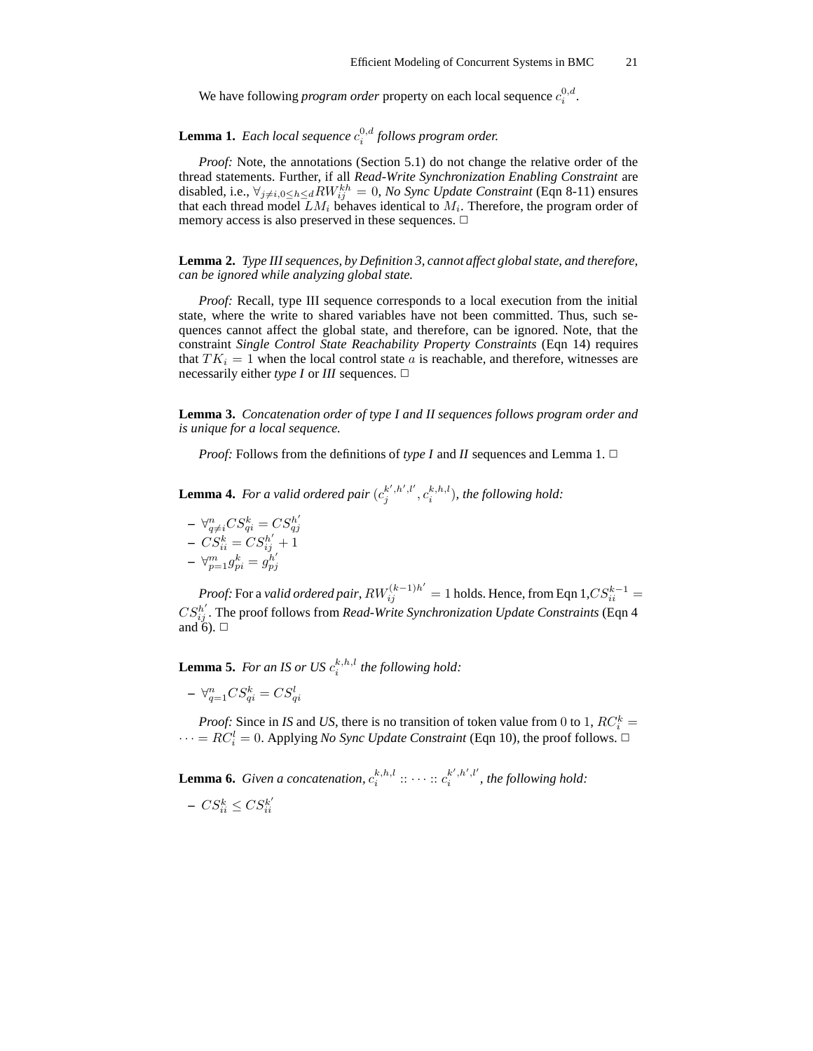We have following *program order* property on each local sequence $c_i^{0,d}$.

**Lemma 1.** *Each local sequence $c_i^{0,d}$ follows program order.*

*Proof:* Note, the annotations (Section 5.1) do not change the relative order of the thread statements. Further, if all *Read-Write Synchronization Enabling Constraint* are disabled, i.e., $\forall_{j\neq i, 0\leq h\leq d} RW_{ij}^{kh} = 0$, *No Sync Update Constraint* (Eqn 8-11) ensures that each thread model $LM_i$ behaves identical to $M_i$. Therefore, the program order of memory access is also preserved in these sequences. $\Box$

**Lemma 2.** *Type III sequences, by Definition 3, cannot affect global state, and therefore, can be ignored while analyzing global state.*

*Proof:* Recall, type III sequence corresponds to a local execution from the initial state, where the write to shared variables have not been committed. Thus, such sequences cannot affect the global state, and therefore, can be ignored. Note, that the constraint *Single Control State Reachability Property Constraints* (Eqn 14) requires that $TK_i = 1$ when the local control state $a$ is reachable, and therefore, witnesses are necessarily either *type I* or *III* sequences. $\Box$

**Lemma 3.** *Concatenation order of type I and II sequences follows program order and is unique for a local sequence.*

*Proof:* Follows from the definitions of *type I* and *II* sequences and Lemma 1. $\Box$

**Lemma 4.** *For a valid ordered pair $(c_j^{k',h',l'}, c_i^{k,h,l})$, the following hold:*

- $\forall_{q\neq i}^{n} CS_{qi}^{k} = CS_{qj}^{h'}$
- $CS_{ii}^{k} = CS_{ij}^{h'} + 1$
- $\forall_{p=1}^{m} g_{pi}^{k} = g_{pj}^{h'}$

*Proof:* For a *valid ordered pair*, $RW_{ij}^{(k-1)h'} = 1$ holds. Hence, from Eqn 1,$CS_{ii}^{k-1} = CS_{ij}^{h'}$. The proof follows from *Read-Write Synchronization Update Constraints* (Eqn 4 and 6). $\Box$

**Lemma 5.** *For an IS or US $c_i^{k,h,l}$ the following hold:*

- $\forall_{q=1}^{n} CS_{qi}^{k} = CS_{qi}^{l}$

*Proof:* Since in *IS* and *US*, there is no transition of token value from $0$ to $1$, $RC_i^k = \cdots = RC_i^l = 0$. Applying *No Sync Update Constraint* (Eqn 10), the proof follows. $\Box$

**Lemma 6.** *Given a concatenation, $c_i^{k,h,l} :: \cdots :: c_i^{k',h',l'}$, the following hold:*

- $CS_{ii}^{k} \leq CS_{ii}^{k'}$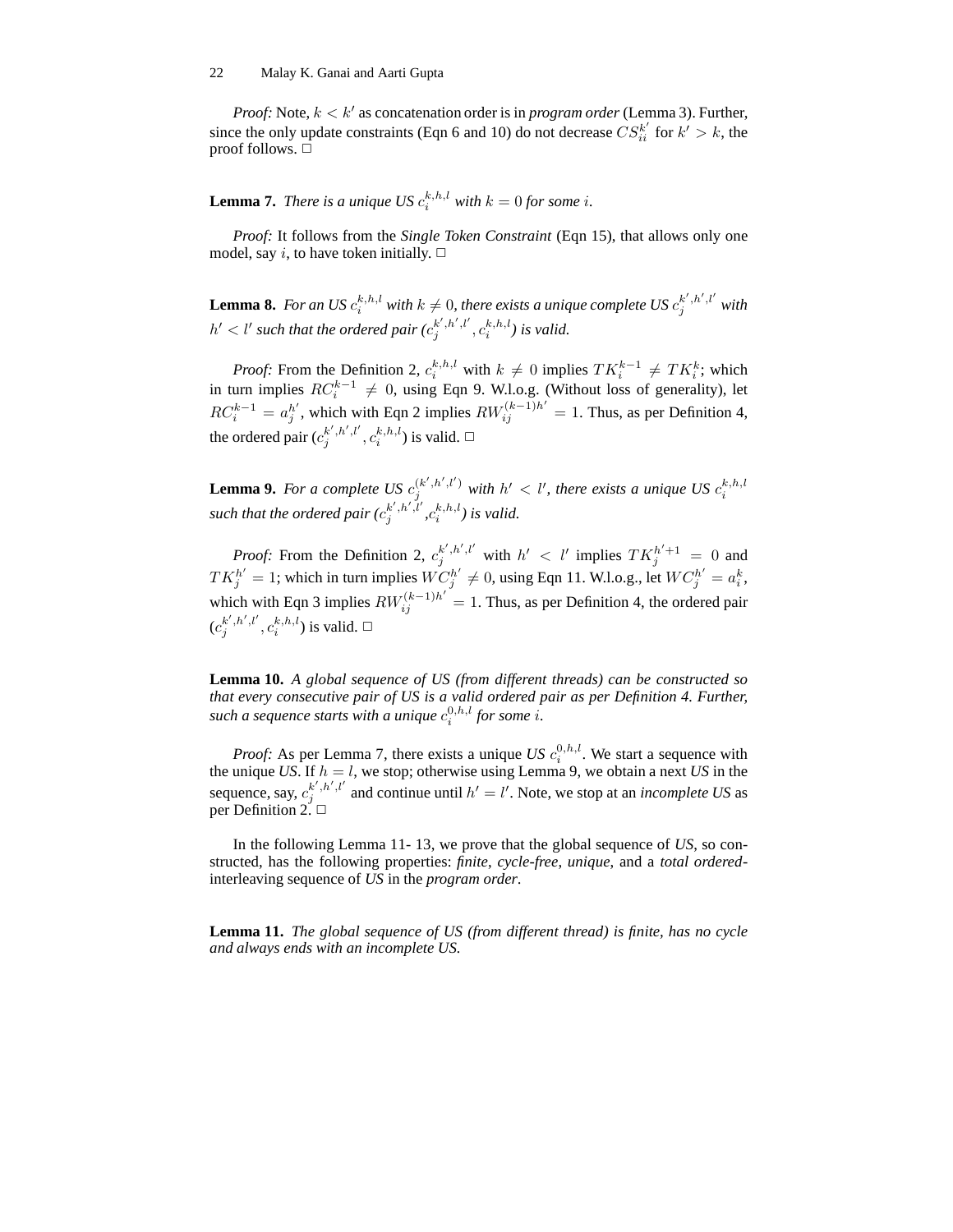*Proof:* Note, $k < k'$ as concatenation order is in *program order* (Lemma 3). Further, since the only update constraints (Eqn 6 and 10) do not decrease $CS_{ii}^{k'}$ for $k' > k$, the proof follows. □

**Lemma 7.** *There is a unique US $c_i^{k,h,l}$ with $k = 0$ for some $i$.*

*Proof:* It follows from the *Single Token Constraint* (Eqn 15), that allows only one model, say $i$, to have token initially. □

**Lemma 8.** *For an US $c_i^{k,h,l}$ with $k \neq 0$, there exists a unique complete US $c_j^{k',h',l'}$ with $h' < l'$ such that the ordered pair ($c_j^{k',h',l'}, c_i^{k,h,l}$) is valid.*

*Proof:* From the Definition 2, $c_i^{k,h,l}$ with $k \neq 0$ implies $TK_i^{k-1} \neq TK_i^k$; which in turn implies $RC_i^{k-1} \neq 0$, using Eqn 9. W.l.o.g. (Without loss of generality), let $RC_i^{k-1} = a_j^{h'}$, which with Eqn 2 implies $RW_{ij}^{(k-1)h'} = 1$. Thus, as per Definition 4, the ordered pair ($c_j^{k',h',l'}, c_i^{k,h,l}$) is valid. □

**Lemma 9.** *For a complete US $c_j^{(k',h',l')}$ with $h' < l'$, there exists a unique US $c_i^{k,h,l}$ such that the ordered pair ($c_j^{k',h',l'}$,$c_i^{k,h,l}$) is valid.*

*Proof:* From the Definition 2, $c_j^{k',h',l'}$ with $h' < l'$ implies $TK_j^{h'+1} = 0$ and $TK_j^{h'} = 1$; which in turn implies $WC_j^{h'} \neq 0$, using Eqn 11. W.l.o.g., let $WC_j^{h'} = a_i^k$, which with Eqn 3 implies $RW_{ij}^{(k-1)h'} = 1$. Thus, as per Definition 4, the ordered pair ($c_j^{k',h',l'}, c_i^{k,h,l}$) is valid. □

**Lemma 10.** *A global sequence of US (from different threads) can be constructed so that every consecutive pair of US is a valid ordered pair as per Definition 4. Further, such a sequence starts with a unique $c_i^{0,h,l}$ for some $i$.*

*Proof:* As per Lemma 7, there exists a unique *US* $c_i^{0,h,l}$. We start a sequence with the unique *US*. If $h = l$, we stop; otherwise using Lemma 9, we obtain a next *US* in the sequence, say, $c_j^{k',h',l'}$ and continue until $h' = l'$. Note, we stop at an *incomplete US* as per Definition 2. □

In the following Lemma 11- 13, we prove that the global sequence of *US*, so constructed, has the following properties: *finite*, *cycle-free*, *unique*, and a *total ordered*-interleaving sequence of *US* in the *program order*.

**Lemma 11.** *The global sequence of US (from different thread) is finite, has no cycle and always ends with an incomplete US.*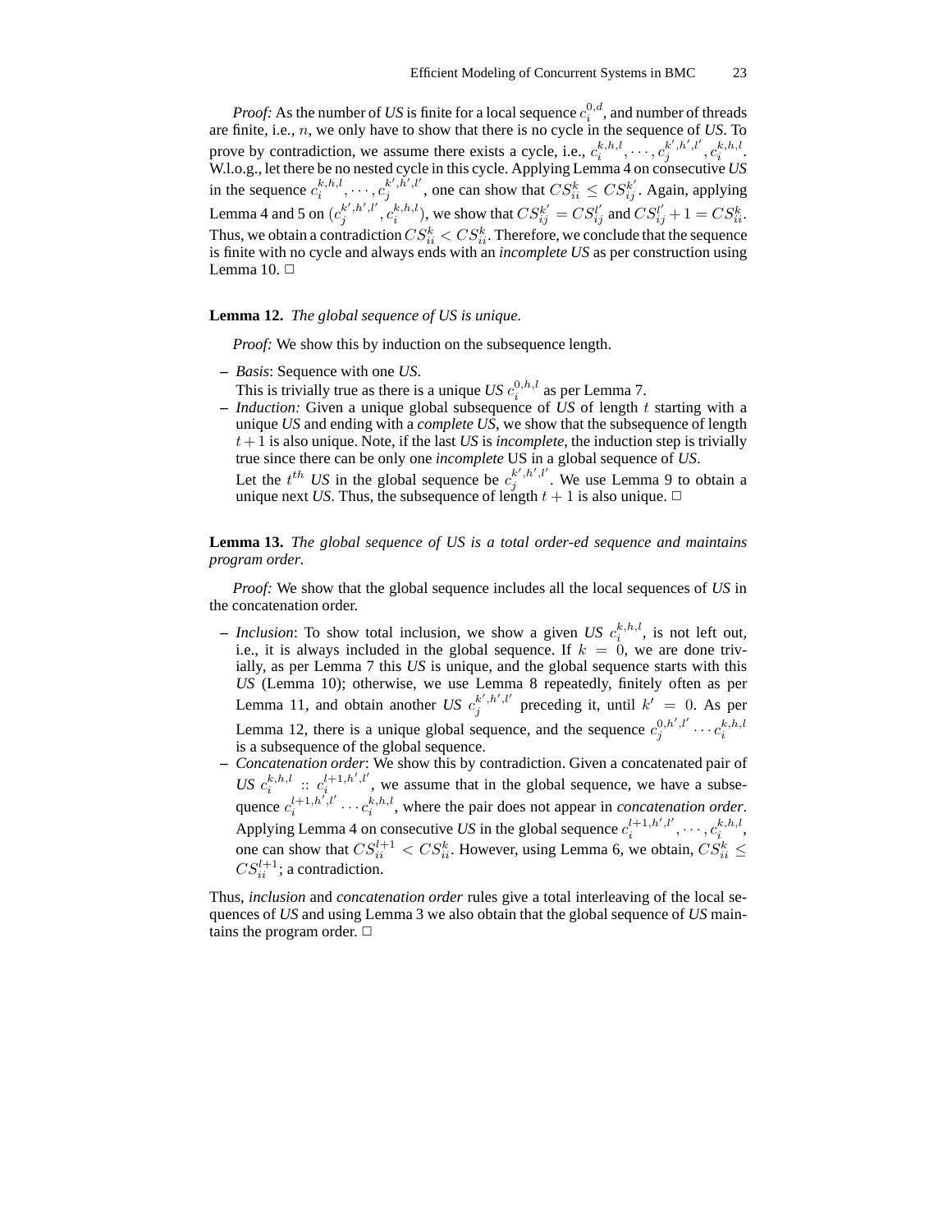*Proof:* As the number of *US* is finite for a local sequence $c_i^{0,d}$, and number of threads are finite, i.e., $n$, we only have to show that there is no cycle in the sequence of *US*. To prove by contradiction, we assume there exists a cycle, i.e., $c_i^{k,h,l}, \cdots, c_j^{k',h',l'}, c_i^{k,h,l}$. W.l.o.g., let there be no nested cycle in this cycle. Applying Lemma 4 on consecutive *US* in the sequence $c_i^{k,h,l}, \cdots, c_j^{k',h',l'}$, one can show that $CS_{ii}^{k} \leq CS_{ij}^{k'}$. Again, applying Lemma 4 and 5 on $(c_j^{k',h',l'}, c_i^{k,h,l})$, we show that $CS_{ij}^{k'} = CS_{ij}^{l'}$ and $CS_{ij}^{l'}+1 = CS_{ii}^{k}$. Thus, we obtain a contradiction $CS_{ii}^{k} < CS_{ii}^{k}$. Therefore, we conclude that the sequence is finite with no cycle and always ends with an *incomplete US* as per construction using Lemma 10. □

**Lemma 12.** *The global sequence of US is unique.*

*Proof:* We show this by induction on the subsequence length.

– *Basis*: Sequence with one *US*.
  This is trivially true as there is a unique *US* $c_i^{0,h,l}$ as per Lemma 7.
– *Induction:* Given a unique global subsequence of *US* of length $t$ starting with a unique *US* and ending with a *complete US*, we show that the subsequence of length $t+1$ is also unique. Note, if the last *US* is *incomplete*, the induction step is trivially true since there can be only one *incomplete* US in a global sequence of *US*.
  Let the $t^{th}$ *US* in the global sequence be $c_j^{k',h',l'}$. We use Lemma 9 to obtain a unique next *US*. Thus, the subsequence of length $t+1$ is also unique. □

**Lemma 13.** *The global sequence of US is a total order-ed sequence and maintains program order.*

*Proof:* We show that the global sequence includes all the local sequences of *US* in the concatenation order.

– *Inclusion*: To show total inclusion, we show a given *US* $c_i^{k,h,l}$, is not left out, i.e., it is always included in the global sequence. If $k = 0$, we are done trivially, as per Lemma 7 this *US* is unique, and the global sequence starts with this *US* (Lemma 10); otherwise, we use Lemma 8 repeatedly, finitely often as per Lemma 11, and obtain another *US* $c_j^{k',h',l'}$ preceding it, until $k' = 0$. As per Lemma 12, there is a unique global sequence, and the sequence $c_j^{0,h',l'} \cdots c_i^{k,h,l}$ is a subsequence of the global sequence.
– *Concatenation order*: We show this by contradiction. Given a concatenated pair of *US* $c_i^{k,h,l} :: c_i^{l+1,h',l'}$, we assume that in the global sequence, we have a subsequence $c_i^{l+1,h',l'} \cdots c_i^{k,h,l}$, where the pair does not appear in *concatenation order*. Applying Lemma 4 on consecutive *US* in the global sequence $c_i^{l+1,h',l'}, \cdots, c_i^{k,h,l}$, one can show that $CS_{ii}^{l+1} < CS_{ii}^{k}$. However, using Lemma 6, we obtain, $CS_{ii}^{k} \leq CS_{ii}^{l+1}$; a contradiction.

Thus, *inclusion* and *concatenation order* rules give a total interleaving of the local sequences of *US* and using Lemma 3 we also obtain that the global sequence of *US* maintains the program order. □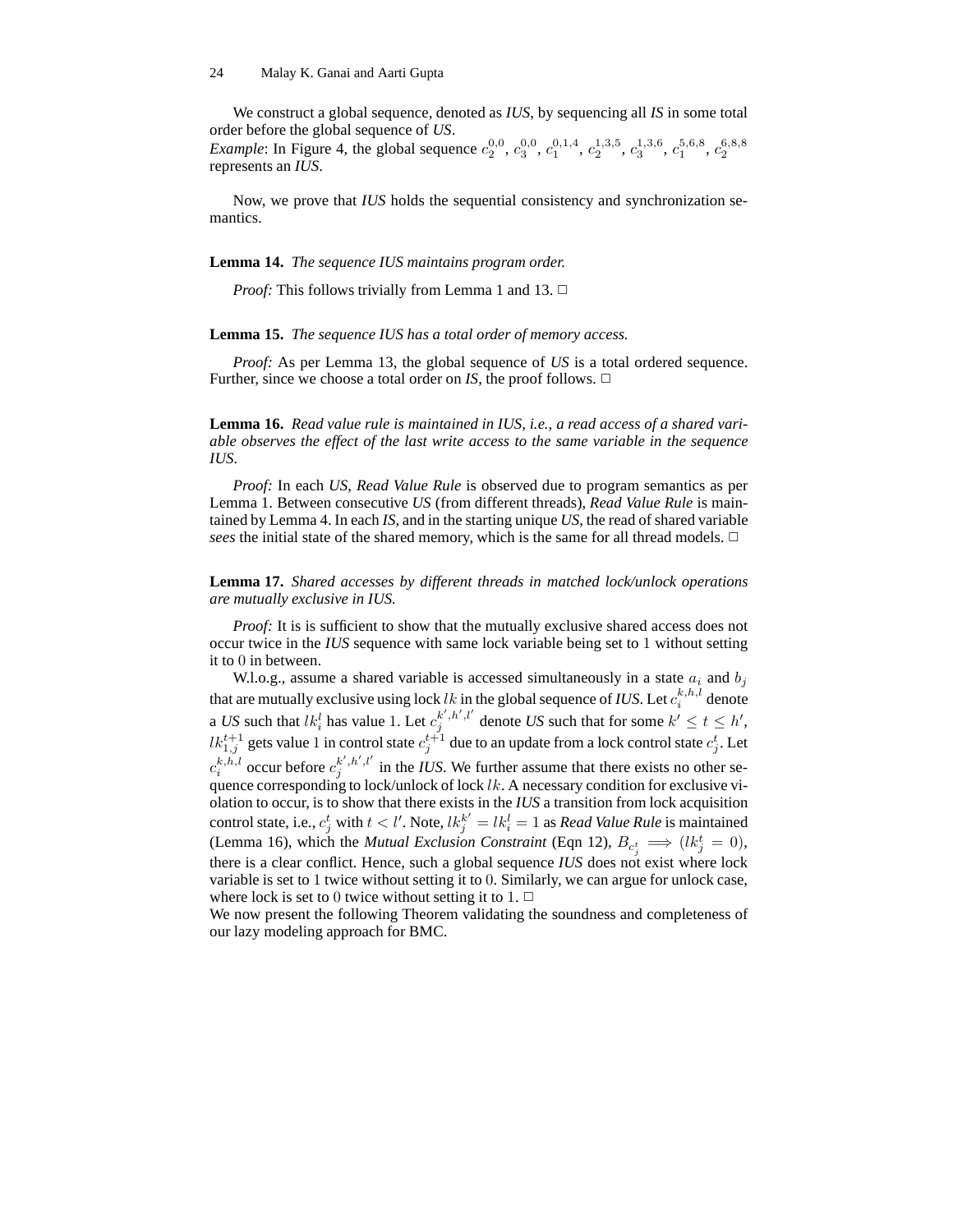We construct a global sequence, denoted as *IUS*, by sequencing all *IS* in some total order before the global sequence of *US*.
*Example*: In Figure 4, the global sequence $c_2^{0,0}$, $c_3^{0,0}$, $c_1^{0,1,4}$, $c_2^{1,3,5}$, $c_3^{1,3,6}$, $c_1^{5,6,8}$, $c_2^{6,8,8}$ represents an *IUS*.

Now, we prove that *IUS* holds the sequential consistency and synchronization semantics.

**Lemma 14.** *The sequence IUS maintains program order.*

*Proof:* This follows trivially from Lemma 1 and 13. □

**Lemma 15.** *The sequence IUS has a total order of memory access.*

*Proof:* As per Lemma 13, the global sequence of *US* is a total ordered sequence. Further, since we choose a total order on *IS*, the proof follows. □

**Lemma 16.** *Read value rule is maintained in IUS, i.e., a read access of a shared variable observes the effect of the last write access to the same variable in the sequence IUS.*

*Proof:* In each *US*, *Read Value Rule* is observed due to program semantics as per Lemma 1. Between consecutive *US* (from different threads), *Read Value Rule* is maintained by Lemma 4. In each *IS*, and in the starting unique *US*, the read of shared variable *sees* the initial state of the shared memory, which is the same for all thread models. □

**Lemma 17.** *Shared accesses by different threads in matched lock/unlock operations are mutually exclusive in IUS.*

*Proof:* It is is sufficient to show that the mutually exclusive shared access does not occur twice in the *IUS* sequence with same lock variable being set to $1$ without setting it to $0$ in between.

W.l.o.g., assume a shared variable is accessed simultaneously in a state $a_i$ and $b_j$ that are mutually exclusive using lock $lk$ in the global sequence of *IUS*. Let $c_i^{k,h,l}$ denote a *US* such that $lk_i^l$ has value $1$. Let $c_j^{k',h',l'}$ denote *US* such that for some $k' \leq t \leq h'$, $lk_{1,j}^{t+1}$ gets value $1$ in control state $c_j^{t+1}$ due to an update from a lock control state $c_j^t$. Let $c_i^{k,h,l}$ occur before $c_j^{k',h',l'}$ in the *IUS*. We further assume that there exists no other sequence corresponding to lock/unlock of lock $lk$. A necessary condition for exclusive violation to occur, is to show that there exists in the *IUS* a transition from lock acquisition control state, i.e., $c_j^t$ with $t < l'$. Note, $lk_j^{k'} = lk_i^l = 1$ as *Read Value Rule* is maintained (Lemma 16), which the *Mutual Exclusion Constraint* (Eqn 12), $B_{c_j^t} \implies (lk_j^t = 0)$, there is a clear conflict. Hence, such a global sequence *IUS* does not exist where lock variable is set to $1$ twice without setting it to $0$. Similarly, we can argue for unlock case, where lock is set to $0$ twice without setting it to $1$. □

We now present the following Theorem validating the soundness and completeness of our lazy modeling approach for BMC.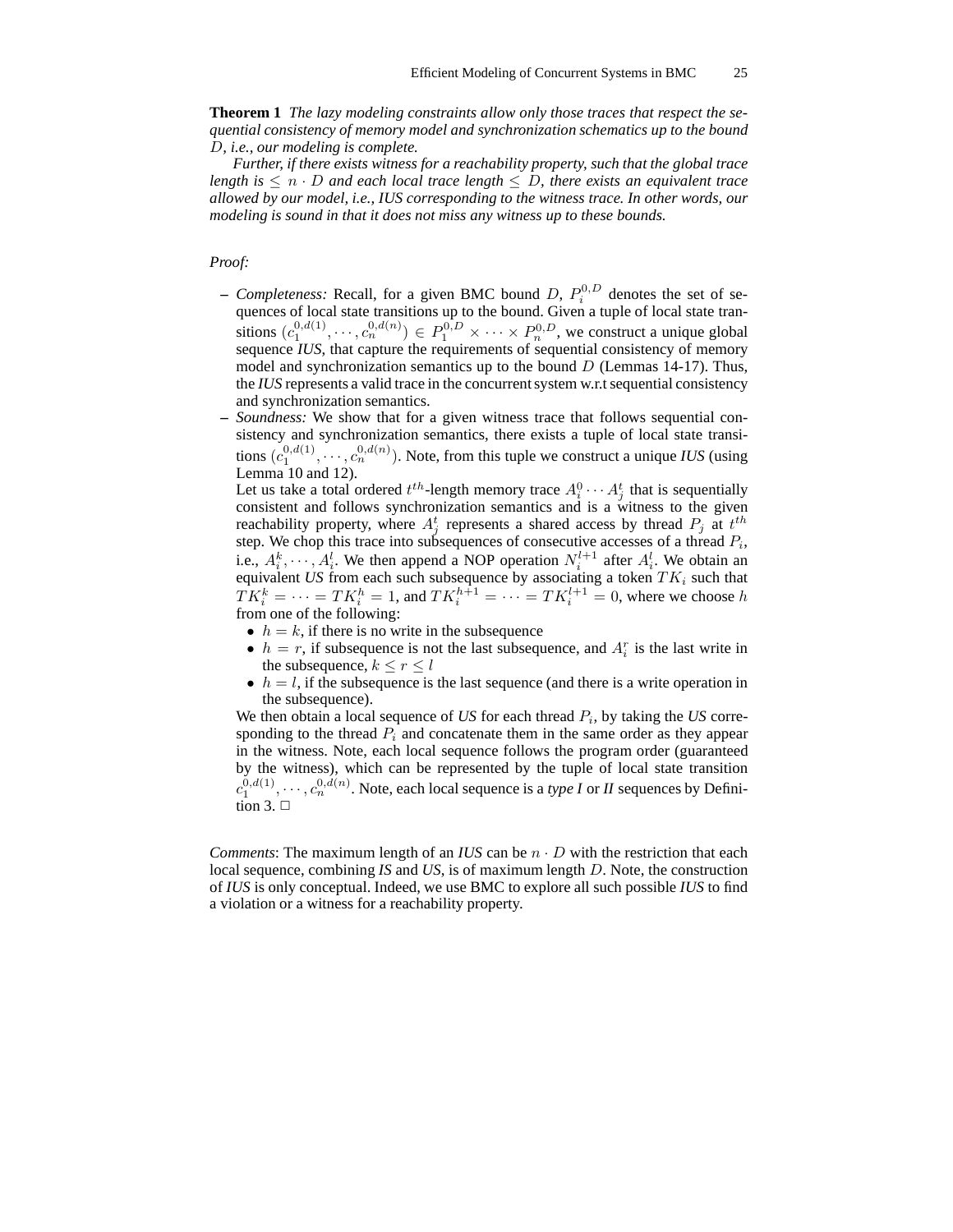**Theorem 1** *The lazy modeling constraints allow only those traces that respect the sequential consistency of memory model and synchronization schematics up to the bound $D$, i.e., our modeling is complete.*

*Further, if there exists witness for a reachability property, such that the global trace length is $\leq n \cdot D$ and each local trace length $\leq D$, there exists an equivalent trace allowed by our model, i.e., IUS corresponding to the witness trace. In other words, our modeling is sound in that it does not miss any witness up to these bounds.*

*Proof:*

- *Completeness:* Recall, for a given BMC bound $D$, $P_i^{0,D}$ denotes the set of sequences of local state transitions up to the bound. Given a tuple of local state transitions $(c_1^{0,d(1)}, \cdots, c_n^{0,d(n)}) \in P_1^{0,D} \times \cdots \times P_n^{0,D}$, we construct a unique global sequence *IUS*, that capture the requirements of sequential consistency of memory model and synchronization semantics up to the bound $D$ (Lemmas 14-17). Thus, the *IUS* represents a valid trace in the concurrent system w.r.t sequential consistency and synchronization semantics.
- *Soundness:* We show that for a given witness trace that follows sequential consistency and synchronization semantics, there exists a tuple of local state transitions $(c_1^{0,d(1)}, \cdots, c_n^{0,d(n)})$. Note, from this tuple we construct a unique *IUS* (using Lemma 10 and 12).

  Let us take a total ordered $t^{th}$-length memory trace $A_i^0 \cdots A_j^t$ that is sequentially consistent and follows synchronization semantics and is a witness to the given reachability property, where $A_j^t$ represents a shared access by thread $P_j$ at $t^{th}$ step. We chop this trace into subsequences of consecutive accesses of a thread $P_i$, i.e., $A_i^k, \cdots, A_i^l$. We then append a NOP operation $N_i^{l+1}$ after $A_i^l$. We obtain an equivalent *US* from each such subsequence by associating a token $TK_i$ such that $TK_i^k = \cdots = TK_i^h = 1$, and $TK_i^{h+1} = \cdots = TK_i^{l+1} = 0$, where we choose $h$ from one of the following:
  - $h = k$, if there is no write in the subsequence
  - $h = r$, if subsequence is not the last subsequence, and $A_i^r$ is the last write in the subsequence, $k \leq r \leq l$
  - $h = l$, if the subsequence is the last sequence (and there is a write operation in the subsequence).

  We then obtain a local sequence of *US* for each thread $P_i$, by taking the *US* corresponding to the thread $P_i$ and concatenate them in the same order as they appear in the witness. Note, each local sequence follows the program order (guaranteed by the witness), which can be represented by the tuple of local state transition $c_1^{0,d(1)}, \cdots, c_n^{0,d(n)}$. Note, each local sequence is a *type I* or *II* sequences by Definition 3. □

*Comments*: The maximum length of an *IUS* can be $n \cdot D$ with the restriction that each local sequence, combining *IS* and *US*, is of maximum length $D$. Note, the construction of *IUS* is only conceptual. Indeed, we use BMC to explore all such possible *IUS* to find a violation or a witness for a reachability property.